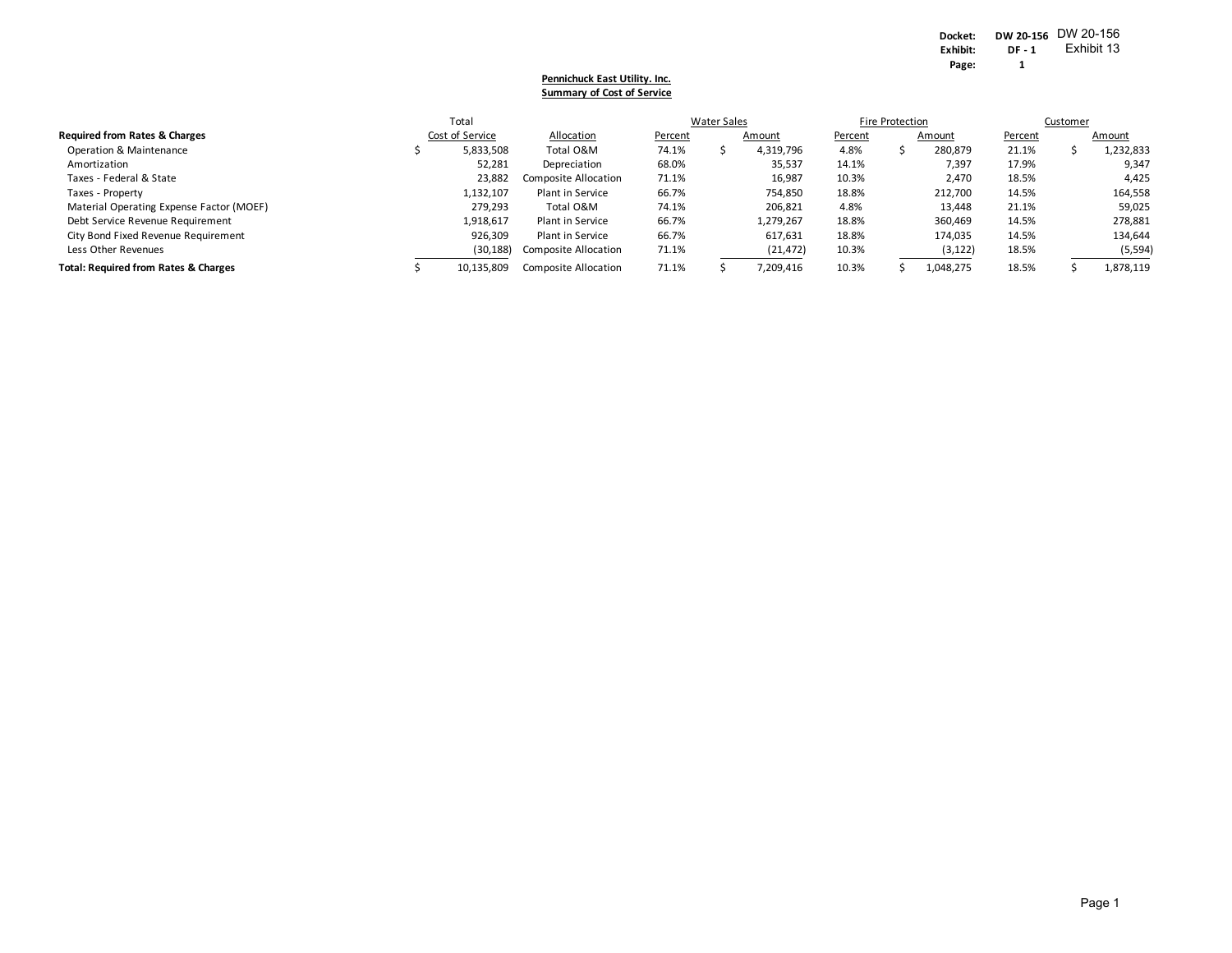Docket: DW 20-156 DW 20-156
Exhibit: DF - 1 Exhibit 13
Page: 1

**Pennichuck East Utility. Inc.**
**Summary of Cost of Service**

| Required from Rates & Charges | Total Cost of Service | Allocation | Water Sales Percent | Water Sales Amount | Fire Protection Percent | Fire Protection Amount | Customer Percent | Customer Amount |
|---|---|---|---|---|---|---|---|---|
| Operation & Maintenance | $ 5,833,508 | Total O&M | 74.1% | $ 4,319,796 | 4.8% | $ 280,879 | 21.1% | $ 1,232,833 |
| Amortization | 52,281 | Depreciation | 68.0% | 35,537 | 14.1% | 7,397 | 17.9% | 9,347 |
| Taxes - Federal & State | 23,882 | Composite Allocation | 71.1% | 16,987 | 10.3% | 2,470 | 18.5% | 4,425 |
| Taxes - Property | 1,132,107 | Plant in Service | 66.7% | 754,850 | 18.8% | 212,700 | 14.5% | 164,558 |
| Material Operating Expense Factor (MOEF) | 279,293 | Total O&M | 74.1% | 206,821 | 4.8% | 13,448 | 21.1% | 59,025 |
| Debt Service Revenue Requirement | 1,918,617 | Plant in Service | 66.7% | 1,279,267 | 18.8% | 360,469 | 14.5% | 278,881 |
| City Bond Fixed Revenue Requirement | 926,309 | Plant in Service | 66.7% | 617,631 | 18.8% | 174,035 | 14.5% | 134,644 |
| Less Other Revenues | (30,188) | Composite Allocation | 71.1% | (21,472) | 10.3% | (3,122) | 18.5% | (5,594) |
| **Total: Required from Rates & Charges** | $ 10,135,809 | Composite Allocation | 71.1% | $ 7,209,416 | 10.3% | $ 1,048,275 | 18.5% | $ 1,878,119 |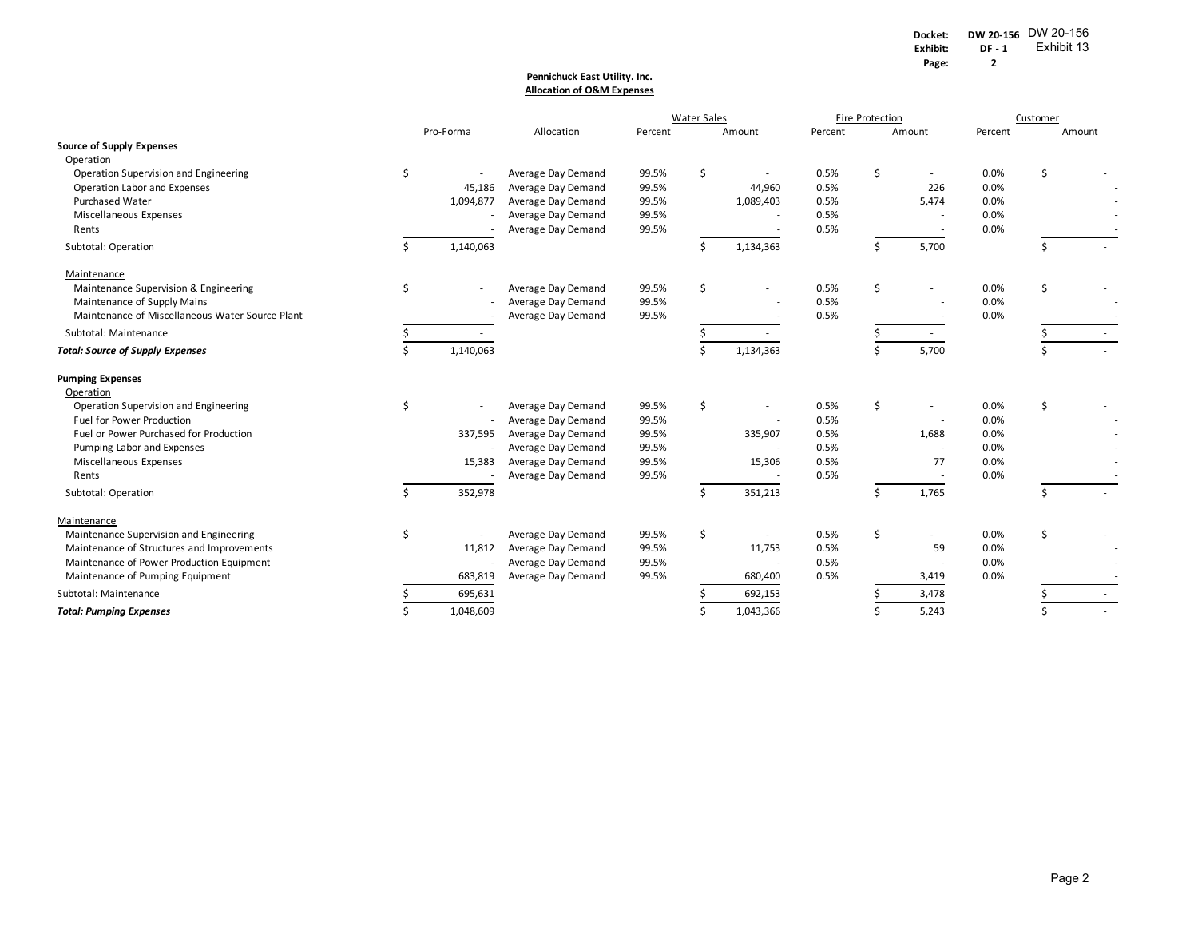Docket: DW 20-156
Exhibit: DF - 1
Page: 2

DW 20-156
Exhibit 13

**Pennichuck East Utility. Inc.**
**Allocation of O&M Expenses**

| | Pro-Forma | Allocation | Water Sales | | Fire Protection | | Customer | |
|---|---|---|---|---|---|---|---|---|
| | | | Percent | Amount | Percent | Amount | Percent | Amount |
| **Source of Supply Expenses** | | | | | | | | |
| Operation | | | | | | | | |
| Operation Supervision and Engineering | $ - | Average Day Demand | 99.5% | $ - | 0.5% | $ - | 0.0% | $ - |
| Operation Labor and Expenses | 45,186 | Average Day Demand | 99.5% | 44,960 | 0.5% | 226 | 0.0% | - |
| Purchased Water | 1,094,877 | Average Day Demand | 99.5% | 1,089,403 | 0.5% | 5,474 | 0.0% | - |
| Miscellaneous Expenses | - | Average Day Demand | 99.5% | - | 0.5% | - | 0.0% | - |
| Rents | - | Average Day Demand | 99.5% | - | 0.5% | - | 0.0% | - |
| Subtotal: Operation | $ 1,140,063 | | | $ 1,134,363 | | $ 5,700 | | $ - |
| Maintenance | | | | | | | | |
| Maintenance Supervision & Engineering | $ - | Average Day Demand | 99.5% | $ - | 0.5% | $ - | 0.0% | $ - |
| Maintenance of Supply Mains | - | Average Day Demand | 99.5% | - | 0.5% | - | 0.0% | - |
| Maintenance of Miscellaneous Water Source Plant | - | Average Day Demand | 99.5% | - | 0.5% | - | 0.0% | - |
| Subtotal: Maintenance | $ - | | | $ - | | $ - | | $ - |
| ***Total: Source of Supply Expenses*** | $ 1,140,063 | | | $ 1,134,363 | | $ 5,700 | | $ - |
| **Pumping Expenses** | | | | | | | | |
| Operation | | | | | | | | |
| Operation Supervision and Engineering | $ - | Average Day Demand | 99.5% | $ - | 0.5% | $ - | 0.0% | $ - |
| Fuel for Power Production | - | Average Day Demand | 99.5% | - | 0.5% | - | 0.0% | - |
| Fuel or Power Purchased for Production | 337,595 | Average Day Demand | 99.5% | 335,907 | 0.5% | 1,688 | 0.0% | - |
| Pumping Labor and Expenses | - | Average Day Demand | 99.5% | - | 0.5% | - | 0.0% | - |
| Miscellaneous Expenses | 15,383 | Average Day Demand | 99.5% | 15,306 | 0.5% | 77 | 0.0% | - |
| Rents | - | Average Day Demand | 99.5% | - | 0.5% | - | 0.0% | - |
| Subtotal: Operation | $ 352,978 | | | $ 351,213 | | $ 1,765 | | $ - |
| Maintenance | | | | | | | | |
| Maintenance Supervision and Engineering | $ - | Average Day Demand | 99.5% | $ - | 0.5% | $ - | 0.0% | $ - |
| Maintenance of Structures and Improvements | 11,812 | Average Day Demand | 99.5% | 11,753 | 0.5% | 59 | 0.0% | - |
| Maintenance of Power Production Equipment | - | Average Day Demand | 99.5% | - | 0.5% | - | 0.0% | - |
| Maintenance of Pumping Equipment | 683,819 | Average Day Demand | 99.5% | 680,400 | 0.5% | 3,419 | 0.0% | - |
| Subtotal: Maintenance | $ 695,631 | | | $ 692,153 | | $ 3,478 | | $ - |
| ***Total: Pumping Expenses*** | $ 1,048,609 | | | $ 1,043,366 | | $ 5,243 | | $ - |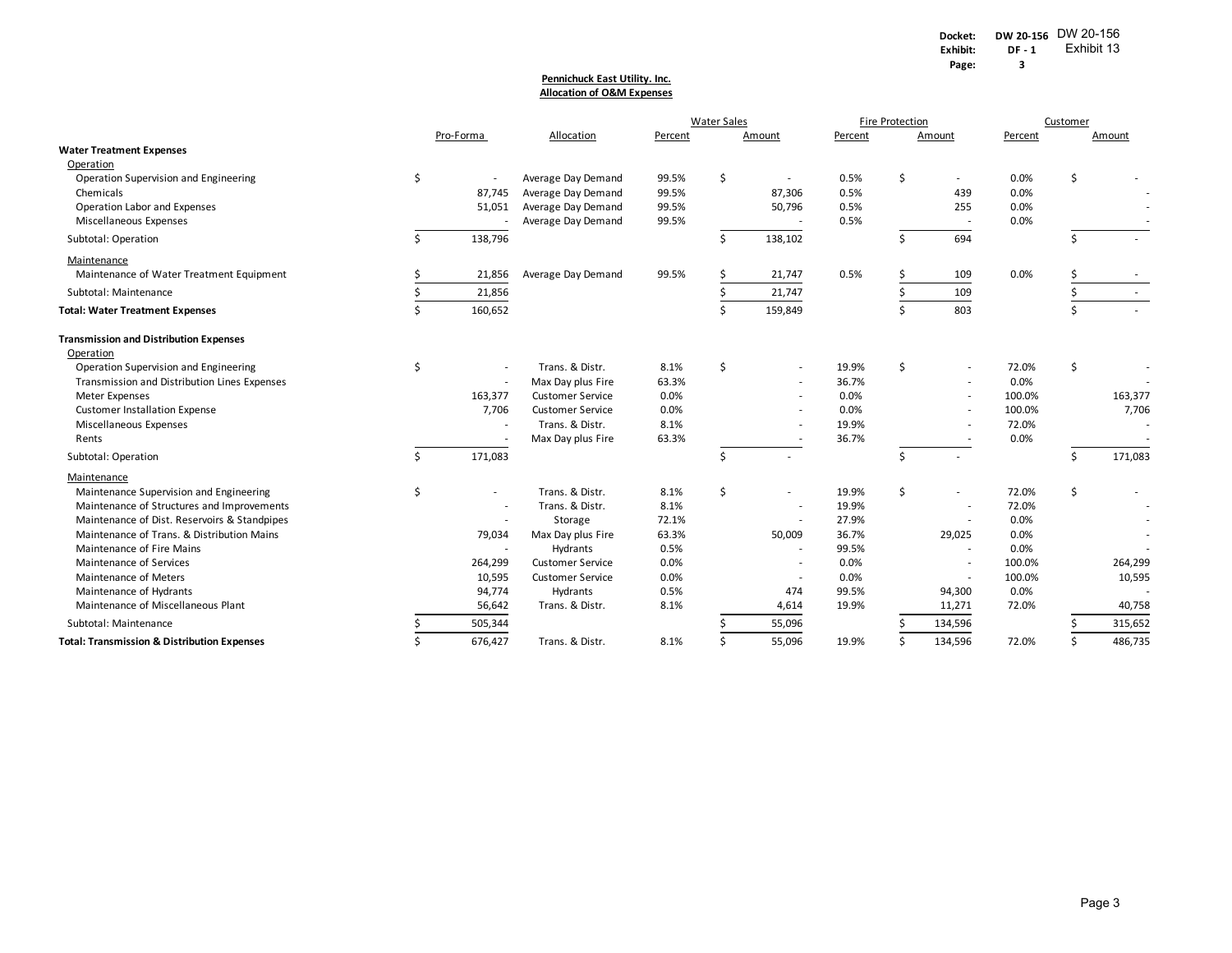Docket: DW 20-156 DW 20-156
Exhibit: DF - 1 Exhibit 13
Page: 3

**Pennichuck East Utility. Inc.**
**Allocation of O&M Expenses**

| | Pro-Forma | Allocation | Water Sales | | Fire Protection | | Customer | |
|---|---|---|---|---|---|---|---|---|
| | | | Percent | Amount | Percent | Amount | Percent | Amount |
| **Water Treatment Expenses** | | | | | | | | |
| Operation | | | | | | | | |
| Operation Supervision and Engineering | $ - | Average Day Demand | 99.5% | $ - | 0.5% | $ - | 0.0% | $ - |
| Chemicals | 87,745 | Average Day Demand | 99.5% | 87,306 | 0.5% | 439 | 0.0% | - |
| Operation Labor and Expenses | 51,051 | Average Day Demand | 99.5% | 50,796 | 0.5% | 255 | 0.0% | - |
| Miscellaneous Expenses | - | Average Day Demand | 99.5% | - | 0.5% | - | 0.0% | - |
| Subtotal: Operation | $ 138,796 | | | $ 138,102 | | $ 694 | | $ - |
| Maintenance | | | | | | | | |
| Maintenance of Water Treatment Equipment | $ 21,856 | Average Day Demand | 99.5% | $ 21,747 | 0.5% | $ 109 | 0.0% | $ - |
| Subtotal: Maintenance | $ 21,856 | | | $ 21,747 | | $ 109 | | $ - |
| **Total: Water Treatment Expenses** | $ 160,652 | | | $ 159,849 | | $ 803 | | $ - |
| **Transmission and Distribution Expenses** | | | | | | | | |
| Operation | | | | | | | | |
| Operation Supervision and Engineering | $ - | Trans. & Distr. | 8.1% | $ - | 19.9% | $ - | 72.0% | $ - |
| Transmission and Distribution Lines Expenses | - | Max Day plus Fire | 63.3% | - | 36.7% | - | 0.0% | - |
| Meter Expenses | 163,377 | Customer Service | 0.0% | - | 0.0% | - | 100.0% | 163,377 |
| Customer Installation Expense | 7,706 | Customer Service | 0.0% | - | 0.0% | - | 100.0% | 7,706 |
| Miscellaneous Expenses | - | Trans. & Distr. | 8.1% | - | 19.9% | - | 72.0% | - |
| Rents | - | Max Day plus Fire | 63.3% | - | 36.7% | - | 0.0% | - |
| Subtotal: Operation | $ 171,083 | | | $ - | | $ - | | $ 171,083 |
| Maintenance | | | | | | | | |
| Maintenance Supervision and Engineering | $ - | Trans. & Distr. | 8.1% | $ - | 19.9% | $ - | 72.0% | $ - |
| Maintenance of Structures and Improvements | - | Trans. & Distr. | 8.1% | - | 19.9% | - | 72.0% | - |
| Maintenance of Dist. Reservoirs & Standpipes | - | Storage | 72.1% | - | 27.9% | - | 0.0% | - |
| Maintenance of Trans. & Distribution Mains | 79,034 | Max Day plus Fire | 63.3% | 50,009 | 36.7% | 29,025 | 0.0% | - |
| Maintenance of Fire Mains | - | Hydrants | 0.5% | - | 99.5% | - | 0.0% | - |
| Maintenance of Services | 264,299 | Customer Service | 0.0% | - | 0.0% | - | 100.0% | 264,299 |
| Maintenance of Meters | 10,595 | Customer Service | 0.0% | - | 0.0% | - | 100.0% | 10,595 |
| Maintenance of Hydrants | 94,774 | Hydrants | 0.5% | 474 | 99.5% | 94,300 | 0.0% | - |
| Maintenance of Miscellaneous Plant | 56,642 | Trans. & Distr. | 8.1% | 4,614 | 19.9% | 11,271 | 72.0% | 40,758 |
| Subtotal: Maintenance | $ 505,344 | | | $ 55,096 | | $ 134,596 | | $ 315,652 |
| **Total: Transmission & Distribution Expenses** | $ 676,427 | Trans. & Distr. | 8.1% | $ 55,096 | 19.9% | $ 134,596 | 72.0% | $ 486,735 |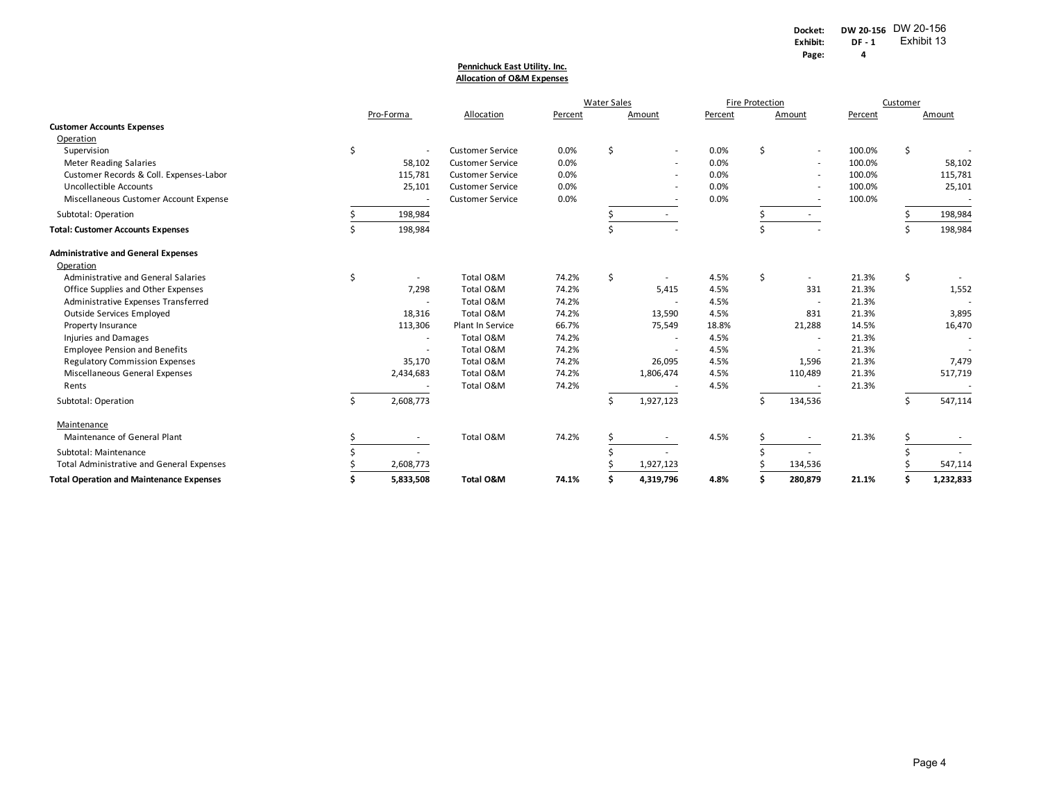Docket: DW 20-156 DW 20-156
Exhibit: DF - 1 Exhibit 13
Page: 4

**Pennichuck East Utility. Inc.**
**Allocation of O&M Expenses**

| | Pro-Forma | Allocation | Water Sales | | Fire Protection | | Customer | |
|---|---|---|---|---|---|---|---|---|
| | | | Percent | Amount | Percent | Amount | Percent | Amount |
| **Customer Accounts Expenses** | | | | | | | | |
| Operation | | | | | | | | |
| Supervision | $ - | Customer Service | 0.0% | $ - | 0.0% | $ - | 100.0% | $ - |
| Meter Reading Salaries | 58,102 | Customer Service | 0.0% | - | 0.0% | - | 100.0% | 58,102 |
| Customer Records & Coll. Expenses-Labor | 115,781 | Customer Service | 0.0% | - | 0.0% | - | 100.0% | 115,781 |
| Uncollectible Accounts | 25,101 | Customer Service | 0.0% | - | 0.0% | - | 100.0% | 25,101 |
| Miscellaneous Customer Account Expense | - | Customer Service | 0.0% | - | 0.0% | - | 100.0% | - |
| Subtotal: Operation | $ 198,984 | | | $ - | | $ - | | $ 198,984 |
| **Total: Customer Accounts Expenses** | $ 198,984 | | | $ - | | $ - | | $ 198,984 |
| | | | | | | | | |
| **Administrative and General Expenses** | | | | | | | | |
| Operation | | | | | | | | |
| Administrative and General Salaries | $ - | Total O&M | 74.2% | $ - | 4.5% | $ - | 21.3% | $ - |
| Office Supplies and Other Expenses | 7,298 | Total O&M | 74.2% | 5,415 | 4.5% | 331 | 21.3% | 1,552 |
| Administrative Expenses Transferred | - | Total O&M | 74.2% | - | 4.5% | - | 21.3% | - |
| Outside Services Employed | 18,316 | Total O&M | 74.2% | 13,590 | 4.5% | 831 | 21.3% | 3,895 |
| Property Insurance | 113,306 | Plant In Service | 66.7% | 75,549 | 18.8% | 21,288 | 14.5% | 16,470 |
| Injuries and Damages | - | Total O&M | 74.2% | - | 4.5% | - | 21.3% | - |
| Employee Pension and Benefits | - | Total O&M | 74.2% | - | 4.5% | - | 21.3% | - |
| Regulatory Commission Expenses | 35,170 | Total O&M | 74.2% | 26,095 | 4.5% | 1,596 | 21.3% | 7,479 |
| Miscellaneous General Expenses | 2,434,683 | Total O&M | 74.2% | 1,806,474 | 4.5% | 110,489 | 21.3% | 517,719 |
| Rents | - | Total O&M | 74.2% | - | 4.5% | - | 21.3% | - |
| Subtotal: Operation | $ 2,608,773 | | | $ 1,927,123 | | $ 134,536 | | $ 547,114 |
| | | | | | | | | |
| Maintenance | | | | | | | | |
| Maintenance of General Plant | $ - | Total O&M | 74.2% | $ - | 4.5% | $ - | 21.3% | $ - |
| Subtotal: Maintenance | $ - | | | $ - | | $ - | | $ - |
| Total Administrative and General Expenses | $ 2,608,773 | | | $ 1,927,123 | | $ 134,536 | | $ 547,114 |
| **Total Operation and Maintenance Expenses** | **$ 5,833,508** | **Total O&M** | **74.1%** | **$ 4,319,796** | **4.8%** | **$ 280,879** | **21.1%** | **$ 1,232,833** |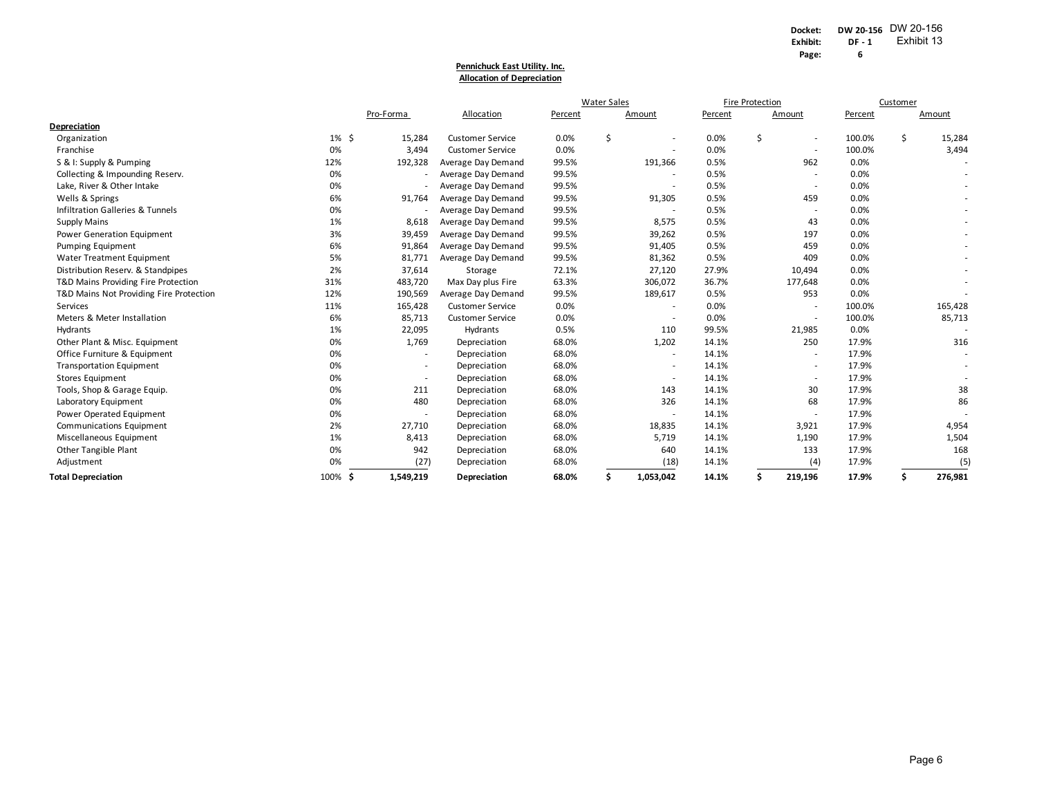Docket: DW 20-156 DW 20-156
Exhibit: DF - 1 Exhibit 13
Page: 6

**Pennichuck East Utility. Inc.**
**Allocation of Depreciation**

| | | Pro-Forma | Allocation | Water Sales | | Fire Protection | | Customer | |
|---|---|---|---|---|---|---|---|---|---|
| | | | | Percent | Amount | Percent | Amount | Percent | Amount |
| **Depreciation** | | | | | | | | | |
| Organization | 1% | $ 15,284 | Customer Service | 0.0% | $ - | 0.0% | $ - | 100.0% | $ 15,284 |
| Franchise | 0% | 3,494 | Customer Service | 0.0% | - | 0.0% | - | 100.0% | 3,494 |
| S & I: Supply & Pumping | 12% | 192,328 | Average Day Demand | 99.5% | 191,366 | 0.5% | 962 | 0.0% | - |
| Collecting & Impounding Reserv. | 0% | - | Average Day Demand | 99.5% | - | 0.5% | - | 0.0% | - |
| Lake, River & Other Intake | 0% | - | Average Day Demand | 99.5% | - | 0.5% | - | 0.0% | - |
| Wells & Springs | 6% | 91,764 | Average Day Demand | 99.5% | 91,305 | 0.5% | 459 | 0.0% | - |
| Infiltration Galleries & Tunnels | 0% | - | Average Day Demand | 99.5% | - | 0.5% | - | 0.0% | - |
| Supply Mains | 1% | 8,618 | Average Day Demand | 99.5% | 8,575 | 0.5% | 43 | 0.0% | - |
| Power Generation Equipment | 3% | 39,459 | Average Day Demand | 99.5% | 39,262 | 0.5% | 197 | 0.0% | - |
| Pumping Equipment | 6% | 91,864 | Average Day Demand | 99.5% | 91,405 | 0.5% | 459 | 0.0% | - |
| Water Treatment Equipment | 5% | 81,771 | Average Day Demand | 99.5% | 81,362 | 0.5% | 409 | 0.0% | - |
| Distribution Reserv. & Standpipes | 2% | 37,614 | Storage | 72.1% | 27,120 | 27.9% | 10,494 | 0.0% | - |
| T&D Mains Providing Fire Protection | 31% | 483,720 | Max Day plus Fire | 63.3% | 306,072 | 36.7% | 177,648 | 0.0% | - |
| T&D Mains Not Providing Fire Protection | 12% | 190,569 | Average Day Demand | 99.5% | 189,617 | 0.5% | 953 | 0.0% | - |
| Services | 11% | 165,428 | Customer Service | 0.0% | - | 0.0% | - | 100.0% | 165,428 |
| Meters & Meter Installation | 6% | 85,713 | Customer Service | 0.0% | - | 0.0% | - | 100.0% | 85,713 |
| Hydrants | 1% | 22,095 | Hydrants | 0.5% | 110 | 99.5% | 21,985 | 0.0% | - |
| Other Plant & Misc. Equipment | 0% | 1,769 | Depreciation | 68.0% | 1,202 | 14.1% | 250 | 17.9% | 316 |
| Office Furniture & Equipment | 0% | - | Depreciation | 68.0% | - | 14.1% | - | 17.9% | - |
| Transportation Equipment | 0% | - | Depreciation | 68.0% | - | 14.1% | - | 17.9% | - |
| Stores Equipment | 0% | - | Depreciation | 68.0% | - | 14.1% | - | 17.9% | - |
| Tools, Shop & Garage Equip. | 0% | 211 | Depreciation | 68.0% | 143 | 14.1% | 30 | 17.9% | 38 |
| Laboratory Equipment | 0% | 480 | Depreciation | 68.0% | 326 | 14.1% | 68 | 17.9% | 86 |
| Power Operated Equipment | 0% | - | Depreciation | 68.0% | - | 14.1% | - | 17.9% | - |
| Communications Equipment | 2% | 27,710 | Depreciation | 68.0% | 18,835 | 14.1% | 3,921 | 17.9% | 4,954 |
| Miscellaneous Equipment | 1% | 8,413 | Depreciation | 68.0% | 5,719 | 14.1% | 1,190 | 17.9% | 1,504 |
| Other Tangible Plant | 0% | 942 | Depreciation | 68.0% | 640 | 14.1% | 133 | 17.9% | 168 |
| Adjustment | 0% | (27) | Depreciation | 68.0% | (18) | 14.1% | (4) | 17.9% | (5) |
| **Total Depreciation** | **100%** | **$ 1,549,219** | **Depreciation** | **68.0%** | **$ 1,053,042** | **14.1%** | **$ 219,196** | **17.9%** | **$ 276,981** |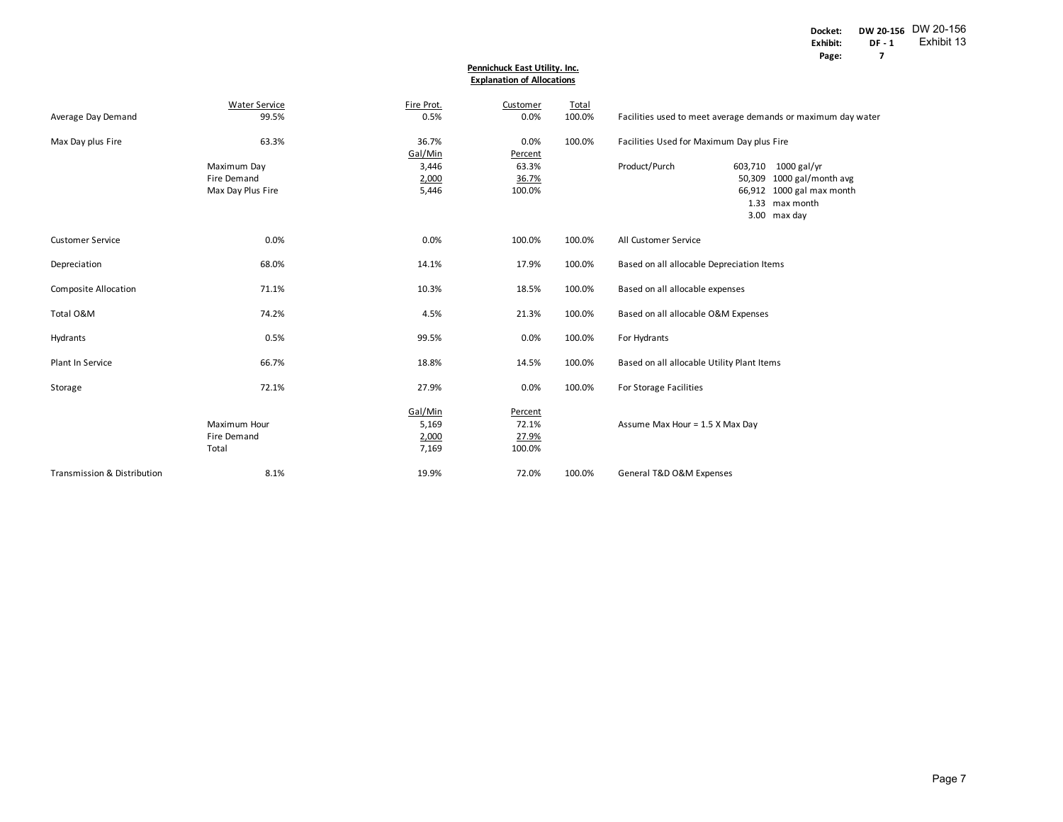Docket: DW 20-156
Exhibit: DF - 1
Page: 7

DW 20-156
Exhibit 13

## Pennichuck East Utility. Inc.
## Explanation of Allocations

| | Water Service | Fire Prot. | Customer | Total | |
|---|---|---|---|---|---|
| Average Day Demand | 99.5% | 0.5% | 0.0% | 100.0% | Facilities used to meet average demands or maximum day water |
| Max Day plus Fire | 63.3% | 36.7% | 0.0% | 100.0% | Facilities Used for Maximum Day plus Fire |
| | | Gal/Min | Percent | | |
| | Maximum Day | 3,446 | 63.3% | | Product/Purch 603,710 1000 gal/yr |
| | Fire Demand | 2,000 | 36.7% | | 50,309 1000 gal/month avg |
| | Max Day Plus Fire | 5,446 | 100.0% | | 66,912 1000 gal max month |
| | | | | | 1.33 max month |
| | | | | | 3.00 max day |
| Customer Service | 0.0% | 0.0% | 100.0% | 100.0% | All Customer Service |
| Depreciation | 68.0% | 14.1% | 17.9% | 100.0% | Based on all allocable Depreciation Items |
| Composite Allocation | 71.1% | 10.3% | 18.5% | 100.0% | Based on all allocable expenses |
| Total O&M | 74.2% | 4.5% | 21.3% | 100.0% | Based on all allocable O&M Expenses |
| Hydrants | 0.5% | 99.5% | 0.0% | 100.0% | For Hydrants |
| Plant In Service | 66.7% | 18.8% | 14.5% | 100.0% | Based on all allocable Utility Plant Items |
| Storage | 72.1% | 27.9% | 0.0% | 100.0% | For Storage Facilities |
| | | Gal/Min | Percent | | |
| | Maximum Hour | 5,169 | 72.1% | | Assume Max Hour = 1.5 X Max Day |
| | Fire Demand | 2,000 | 27.9% | | |
| | Total | 7,169 | 100.0% | | |
| Transmission & Distribution | 8.1% | 19.9% | 72.0% | 100.0% | General T&D O&M Expenses |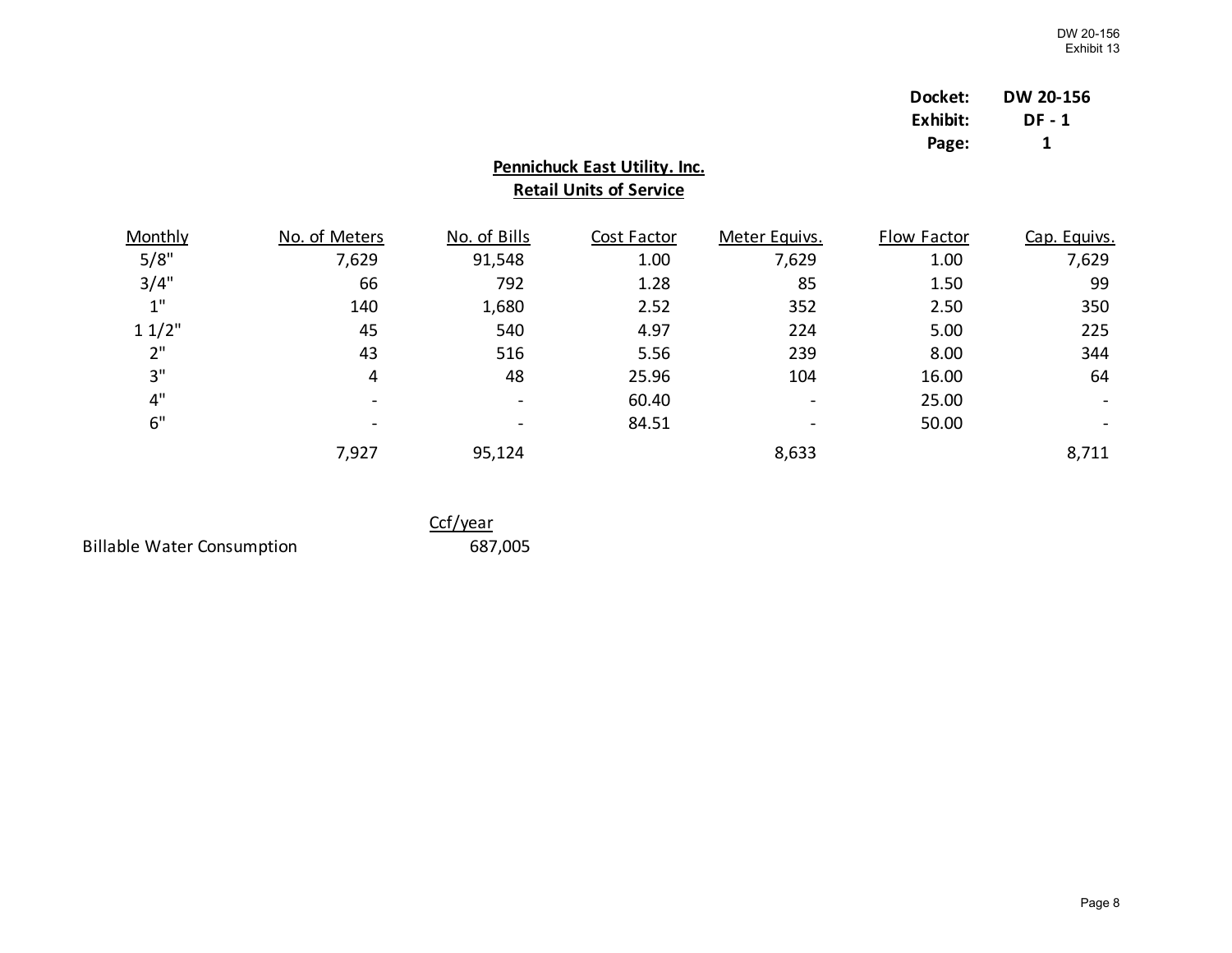DW 20-156
Exhibit 13

**Docket:** DW 20-156
**Exhibit:** DF - 1
**Page:** 1

## Pennichuck East Utility. Inc.
## Retail Units of Service

| Monthly | No. of Meters | No. of Bills | Cost Factor | Meter Equivs. | Flow Factor | Cap. Equivs. |
|---|---|---|---|---|---|---|
| 5/8" | 7,629 | 91,548 | 1.00 | 7,629 | 1.00 | 7,629 |
| 3/4" | 66 | 792 | 1.28 | 85 | 1.50 | 99 |
| 1" | 140 | 1,680 | 2.52 | 352 | 2.50 | 350 |
| 1 1/2" | 45 | 540 | 4.97 | 224 | 5.00 | 225 |
| 2" | 43 | 516 | 5.56 | 239 | 8.00 | 344 |
| 3" | 4 | 48 | 25.96 | 104 | 16.00 | 64 |
| 4" | - | - | 60.40 | - | 25.00 | - |
| 6" | - | - | 84.51 | - | 50.00 | - |
| | 7,927 | 95,124 | | 8,633 | | 8,711 |

| | Ccf/year |
|---|---|
| Billable Water Consumption | 687,005 |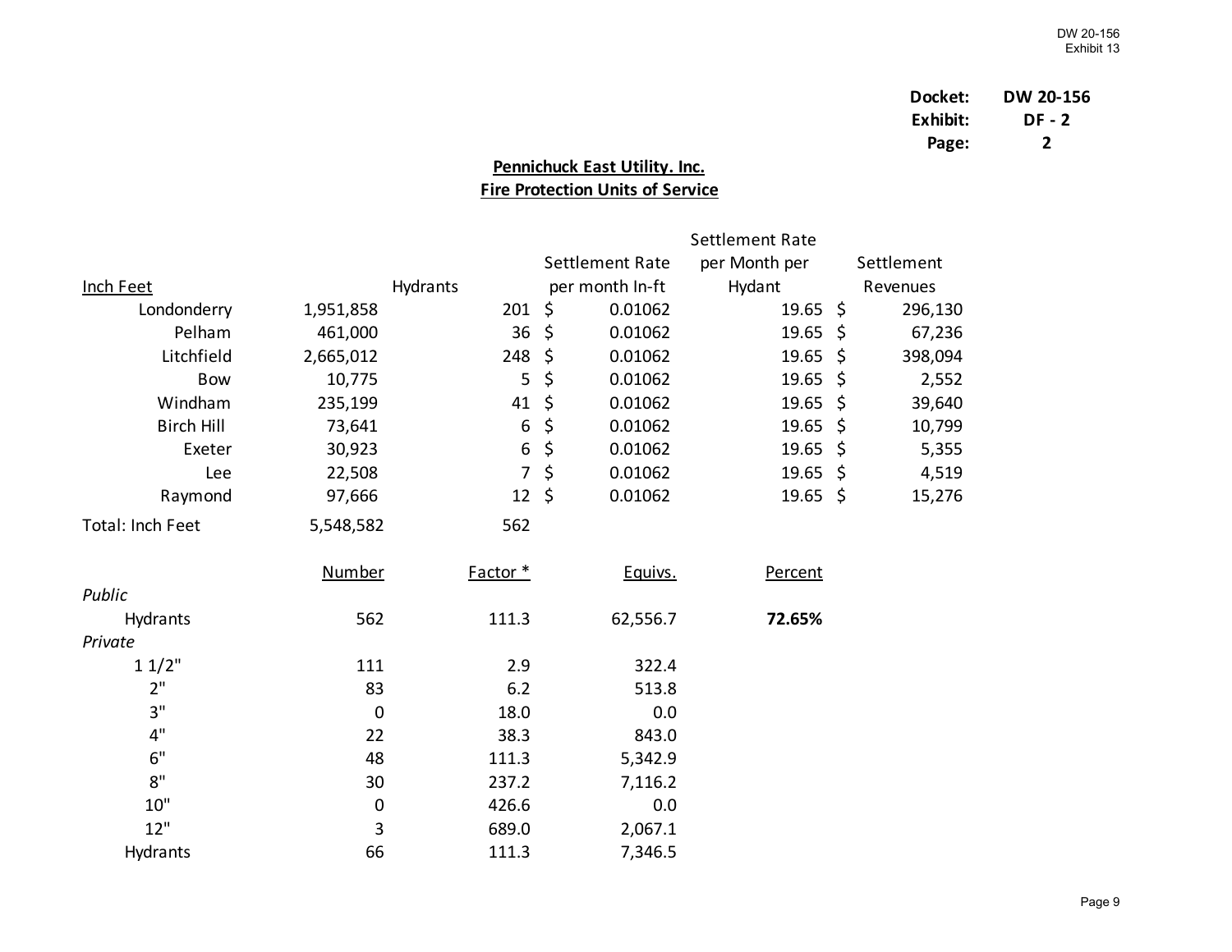**Docket:** DW 20-156
**Exhibit:** DF - 2
**Page:** 2

## Pennichuck East Utility. Inc.
## Fire Protection Units of Service

| Inch Feet | | Hydrants | Settlement Rate per month In-ft | Settlement Rate per Month per Hydant | Settlement Revenues |
|---|---|---|---|---|---|
| Londonderry | 1,951,858 | 201 | $ 0.01062 | 19.65 | $ 296,130 |
| Pelham | 461,000 | 36 | $ 0.01062 | 19.65 | $ 67,236 |
| Litchfield | 2,665,012 | 248 | $ 0.01062 | 19.65 | $ 398,094 |
| Bow | 10,775 | 5 | $ 0.01062 | 19.65 | $ 2,552 |
| Windham | 235,199 | 41 | $ 0.01062 | 19.65 | $ 39,640 |
| Birch Hill | 73,641 | 6 | $ 0.01062 | 19.65 | $ 10,799 |
| Exeter | 30,923 | 6 | $ 0.01062 | 19.65 | $ 5,355 |
| Lee | 22,508 | 7 | $ 0.01062 | 19.65 | $ 4,519 |
| Raymond | 97,666 | 12 | $ 0.01062 | 19.65 | $ 15,276 |
| Total: Inch Feet | 5,548,582 | 562 | | | |

| | Number | Factor * | Equivs. | Percent |
|---|---|---|---|---|
| *Public* | | | | |
| Hydrants | 562 | 111.3 | 62,556.7 | **72.65%** |
| *Private* | | | | |
| 1 1/2" | 111 | 2.9 | 322.4 | |
| 2" | 83 | 6.2 | 513.8 | |
| 3" | 0 | 18.0 | 0.0 | |
| 4" | 22 | 38.3 | 843.0 | |
| 6" | 48 | 111.3 | 5,342.9 | |
| 8" | 30 | 237.2 | 7,116.2 | |
| 10" | 0 | 426.6 | 0.0 | |
| 12" | 3 | 689.0 | 2,067.1 | |
| Hydrants | 66 | 111.3 | 7,346.5 | |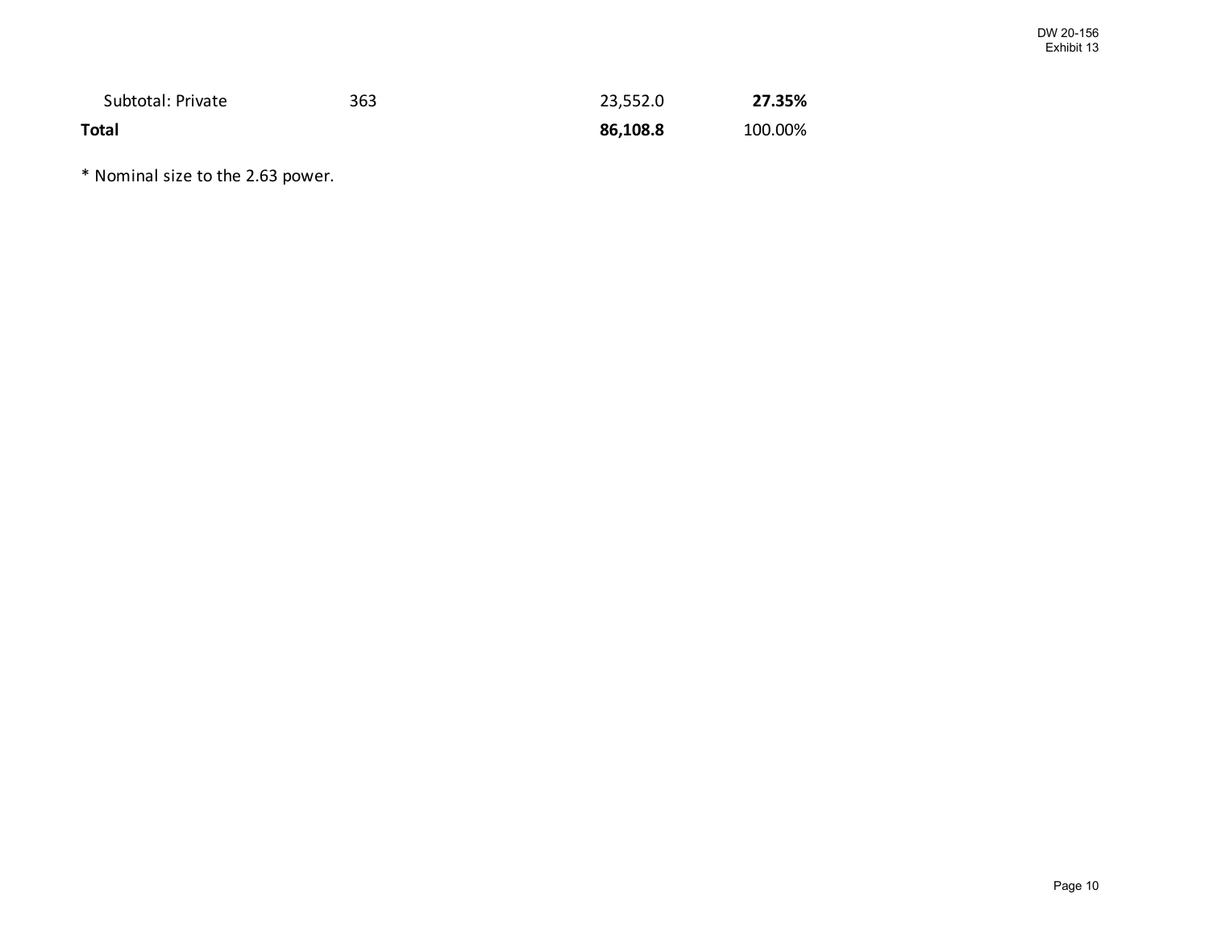| | | | |
|---|---|---|---|
| Subtotal: Private | 363 | 23,552.0 | **27.35%** |
| **Total** | | **86,108.8** | 100.00% |

* Nominal size to the 2.63 power.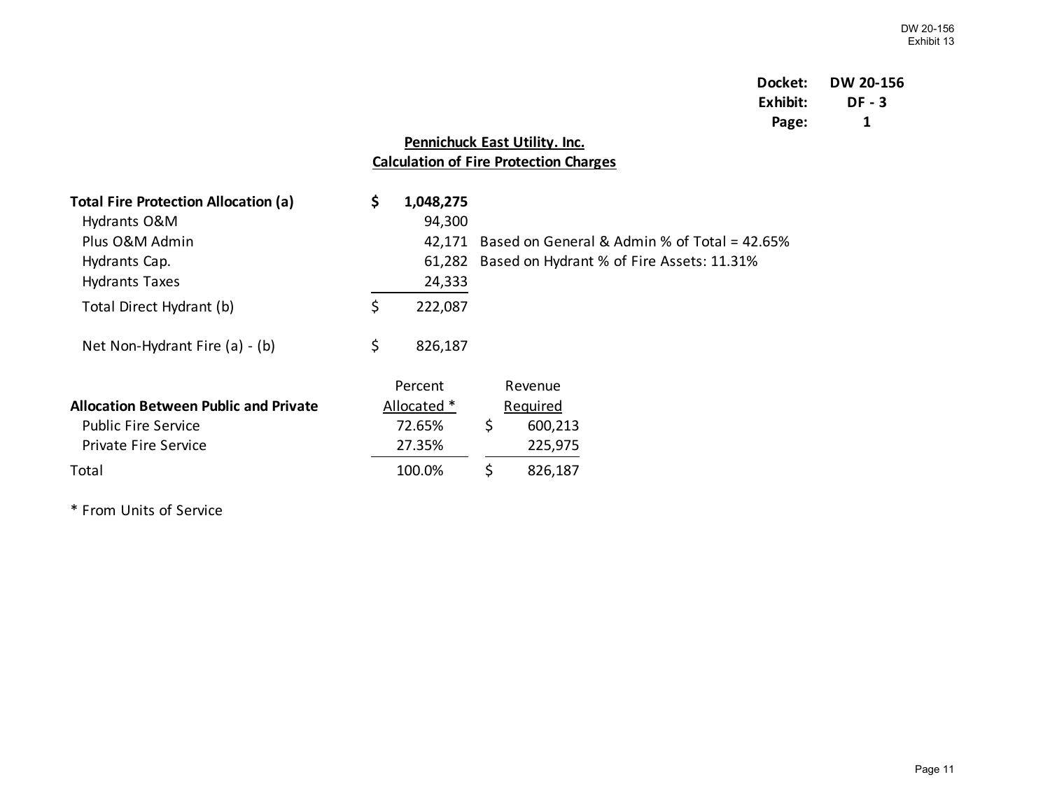Docket: **DW 20-156**
Exhibit: **DF - 3**
Page: **1**

## Pennichuck East Utility. Inc.
## Calculation of Fire Protection Charges

| | | |
|---|---|---|
| **Total Fire Protection Allocation (a)** | **$ 1,048,275** | |
| Hydrants O&M | 94,300 | |
| Plus O&M Admin | 42,171 | Based on General & Admin % of Total = 42.65% |
| Hydrants Cap. | 61,282 | Based on Hydrant % of Fire Assets: 11.31% |
| Hydrants Taxes | 24,333 | |
| Total Direct Hydrant (b) | $ 222,087 | |
| | | |
| Net Non-Hydrant Fire (a) - (b) | $ 826,187 | |

| **Allocation Between Public and Private** | Percent Allocated * | Revenue Required |
|---|---|---|
| Public Fire Service | 72.65% | $ 600,213 |
| Private Fire Service | 27.35% | 225,975 |
| Total | 100.0% | $ 826,187 |

* From Units of Service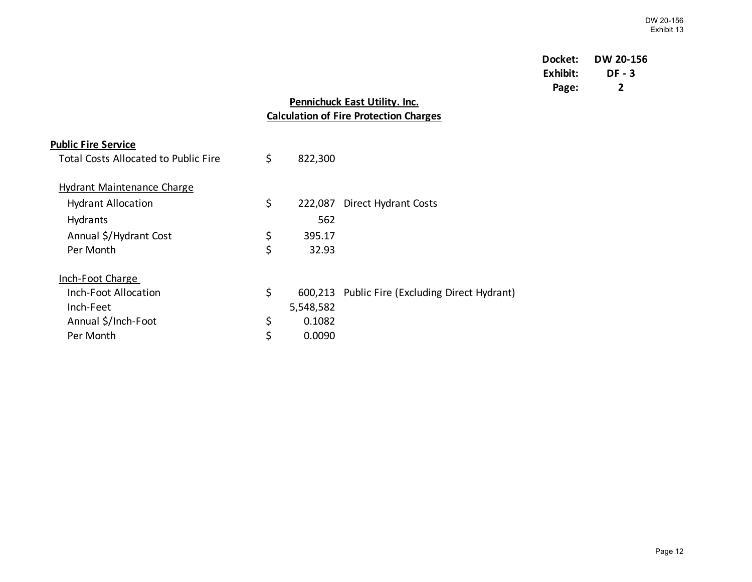DW 20-156
Exhibit 13

**Docket:** DW 20-156
**Exhibit:** DF - 3
**Page:** 2

## Pennichuck East Utility. Inc.
## Calculation of Fire Protection Charges

**Public Fire Service**

| | | | |
|---|---|---|---|
| Total Costs Allocated to Public Fire | $ | 822,300 | |
| | | | |
| Hydrant Maintenance Charge | | | |
| Hydrant Allocation | $ | 222,087 | Direct Hydrant Costs |
| Hydrants | | 562 | |
| Annual $/Hydrant Cost | $ | 395.17 | |
| Per Month | $ | 32.93 | |
| | | | |
| Inch-Foot Charge | | | |
| Inch-Foot Allocation | $ | 600,213 | Public Fire (Excluding Direct Hydrant) |
| Inch-Feet | | 5,548,582 | |
| Annual $/Inch-Foot | $ | 0.1082 | |
| Per Month | $ | 0.0090 | |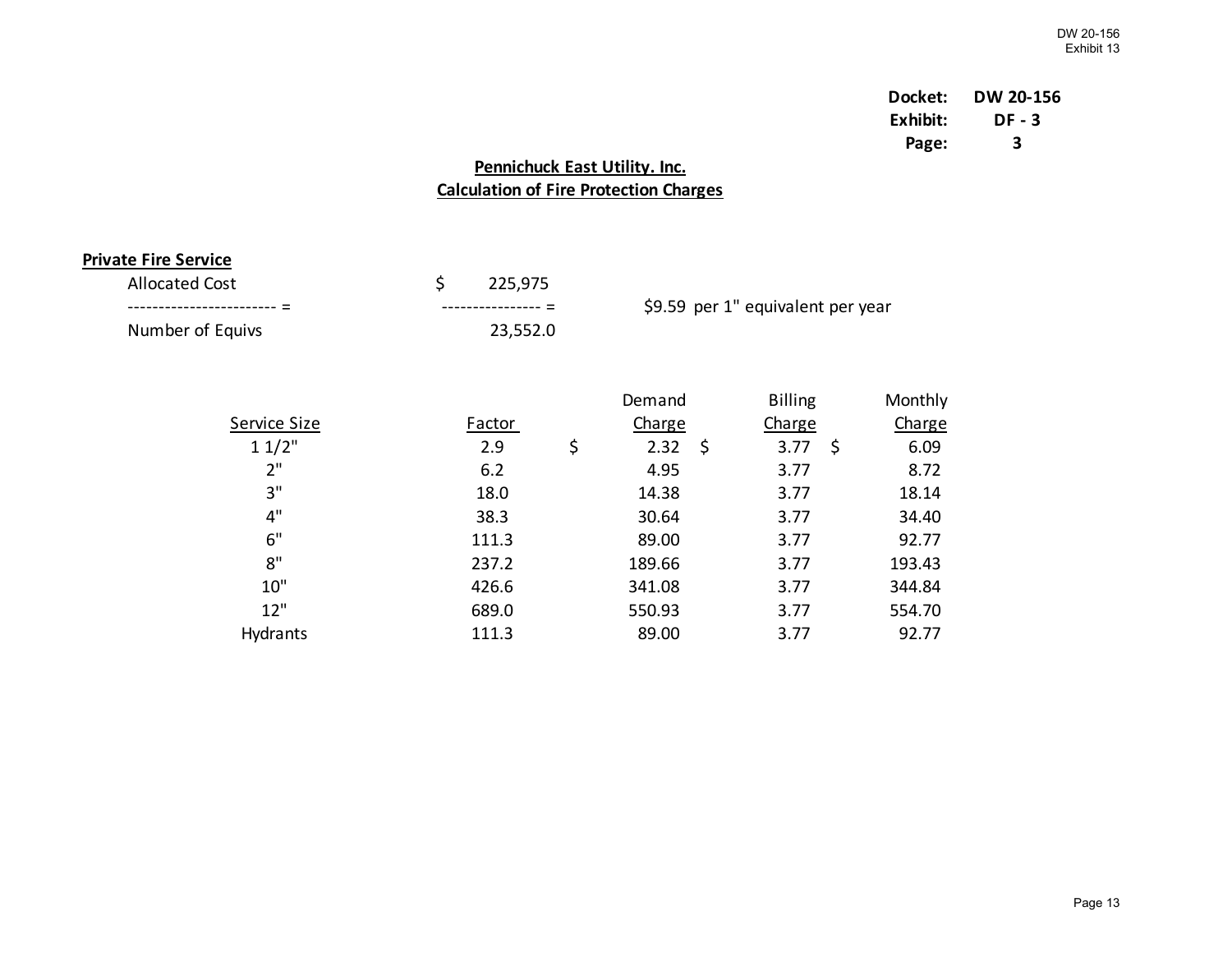Docket: DW 20-156
Exhibit: DF - 3
Page: 3

## Pennichuck East Utility. Inc.
## Calculation of Fire Protection Charges

**Private Fire Service**

| | | |
|---|---|---|
| Allocated Cost | $ 225,975 | |
| ------------------------ = | ---------------- = | $9.59 per 1" equivalent per year |
| Number of Equivs | 23,552.0 | |

| Service Size | Factor | Demand Charge | Billing Charge | Monthly Charge |
|---|---|---|---|---|
| 1 1/2" | 2.9 | $ 2.32 | $ 3.77 | $ 6.09 |
| 2" | 6.2 | 4.95 | 3.77 | 8.72 |
| 3" | 18.0 | 14.38 | 3.77 | 18.14 |
| 4" | 38.3 | 30.64 | 3.77 | 34.40 |
| 6" | 111.3 | 89.00 | 3.77 | 92.77 |
| 8" | 237.2 | 189.66 | 3.77 | 193.43 |
| 10" | 426.6 | 341.08 | 3.77 | 344.84 |
| 12" | 689.0 | 550.93 | 3.77 | 554.70 |
| Hydrants | 111.3 | 89.00 | 3.77 | 92.77 |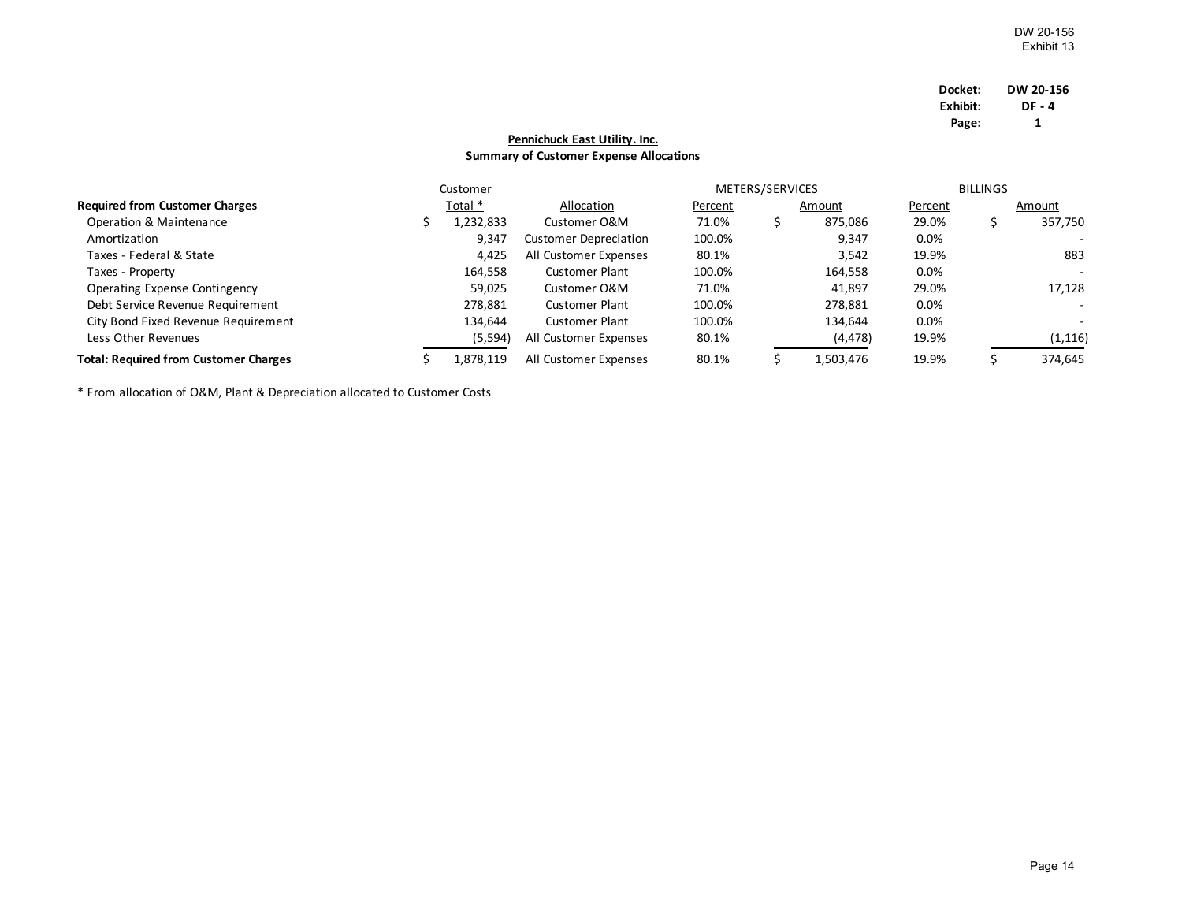DW 20-156
Exhibit 13

**Docket:** DW 20-156
**Exhibit:** DF - 4
**Page:** 1

## Pennichuck East Utility. Inc.
## Summary of Customer Expense Allocations

| Required from Customer Charges | Customer Total * | Allocation | METERS/SERVICES Percent | METERS/SERVICES Amount | BILLINGS Percent | BILLINGS Amount |
|---|---|---|---|---|---|---|
| Operation & Maintenance | $ 1,232,833 | Customer O&M | 71.0% | $ 875,086 | 29.0% | $ 357,750 |
| Amortization | 9,347 | Customer Depreciation | 100.0% | 9,347 | 0.0% | - |
| Taxes - Federal & State | 4,425 | All Customer Expenses | 80.1% | 3,542 | 19.9% | 883 |
| Taxes - Property | 164,558 | Customer Plant | 100.0% | 164,558 | 0.0% | - |
| Operating Expense Contingency | 59,025 | Customer O&M | 71.0% | 41,897 | 29.0% | 17,128 |
| Debt Service Revenue Requirement | 278,881 | Customer Plant | 100.0% | 278,881 | 0.0% | - |
| City Bond Fixed Revenue Requirement | 134,644 | Customer Plant | 100.0% | 134,644 | 0.0% | - |
| Less Other Revenues | (5,594) | All Customer Expenses | 80.1% | (4,478) | 19.9% | (1,116) |
| **Total: Required from Customer Charges** | $ 1,878,119 | All Customer Expenses | 80.1% | $ 1,503,476 | 19.9% | $ 374,645 |

* From allocation of O&M, Plant & Depreciation allocated to Customer Costs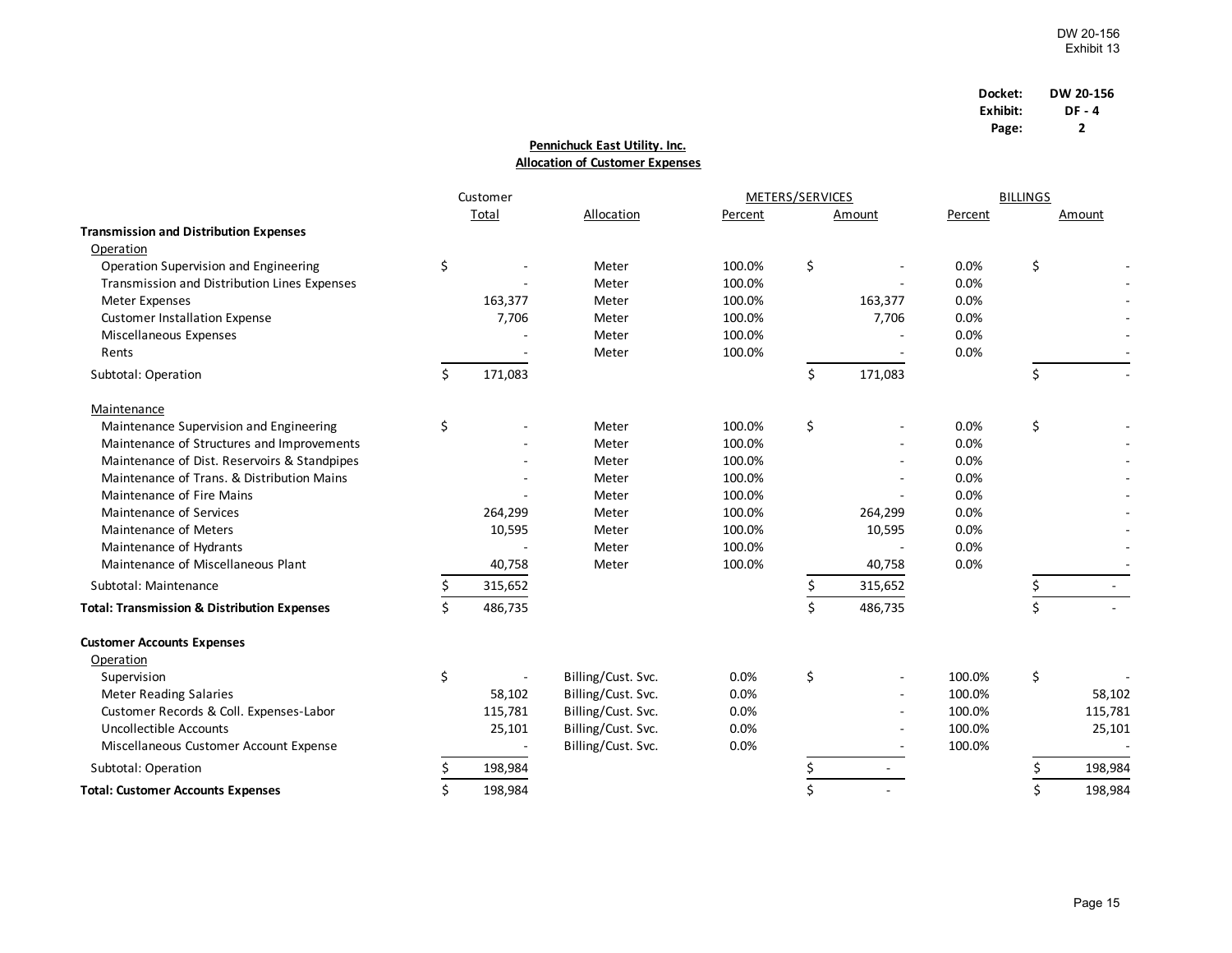DW 20-156
Exhibit 13

**Docket:** DW 20-156
**Exhibit:** DF - 4
**Page:** 2

**Pennichuck East Utility. Inc.**
**Allocation of Customer Expenses**

| | Customer Total | Allocation | METERS/SERVICES Percent | METERS/SERVICES Amount | BILLINGS Percent | BILLINGS Amount |
|---|---|---|---|---|---|---|
| **Transmission and Distribution Expenses** | | | | | | |
| Operation | | | | | | |
| Operation Supervision and Engineering | $ - | Meter | 100.0% | $ - | 0.0% | $ - |
| Transmission and Distribution Lines Expenses | - | Meter | 100.0% | - | 0.0% | - |
| Meter Expenses | 163,377 | Meter | 100.0% | 163,377 | 0.0% | - |
| Customer Installation Expense | 7,706 | Meter | 100.0% | 7,706 | 0.0% | - |
| Miscellaneous Expenses | - | Meter | 100.0% | - | 0.0% | - |
| Rents | - | Meter | 100.0% | - | 0.0% | - |
| Subtotal: Operation | $ 171,083 | | | $ 171,083 | | $ - |
| Maintenance | | | | | | |
| Maintenance Supervision and Engineering | $ - | Meter | 100.0% | $ - | 0.0% | $ - |
| Maintenance of Structures and Improvements | - | Meter | 100.0% | - | 0.0% | - |
| Maintenance of Dist. Reservoirs & Standpipes | - | Meter | 100.0% | - | 0.0% | - |
| Maintenance of Trans. & Distribution Mains | - | Meter | 100.0% | - | 0.0% | - |
| Maintenance of Fire Mains | - | Meter | 100.0% | - | 0.0% | - |
| Maintenance of Services | 264,299 | Meter | 100.0% | 264,299 | 0.0% | - |
| Maintenance of Meters | 10,595 | Meter | 100.0% | 10,595 | 0.0% | - |
| Maintenance of Hydrants | - | Meter | 100.0% | - | 0.0% | - |
| Maintenance of Miscellaneous Plant | 40,758 | Meter | 100.0% | 40,758 | 0.0% | - |
| Subtotal: Maintenance | $ 315,652 | | | $ 315,652 | | $ - |
| **Total: Transmission & Distribution Expenses** | $ 486,735 | | | $ 486,735 | | $ - |
| **Customer Accounts Expenses** | | | | | | |
| Operation | | | | | | |
| Supervision | $ - | Billing/Cust. Svc. | 0.0% | $ - | 100.0% | $ - |
| Meter Reading Salaries | 58,102 | Billing/Cust. Svc. | 0.0% | - | 100.0% | 58,102 |
| Customer Records & Coll. Expenses-Labor | 115,781 | Billing/Cust. Svc. | 0.0% | - | 100.0% | 115,781 |
| Uncollectible Accounts | 25,101 | Billing/Cust. Svc. | 0.0% | - | 100.0% | 25,101 |
| Miscellaneous Customer Account Expense | - | Billing/Cust. Svc. | 0.0% | - | 100.0% | - |
| Subtotal: Operation | $ 198,984 | | | $ - | | $ 198,984 |
| **Total: Customer Accounts Expenses** | $ 198,984 | | | $ - | | $ 198,984 |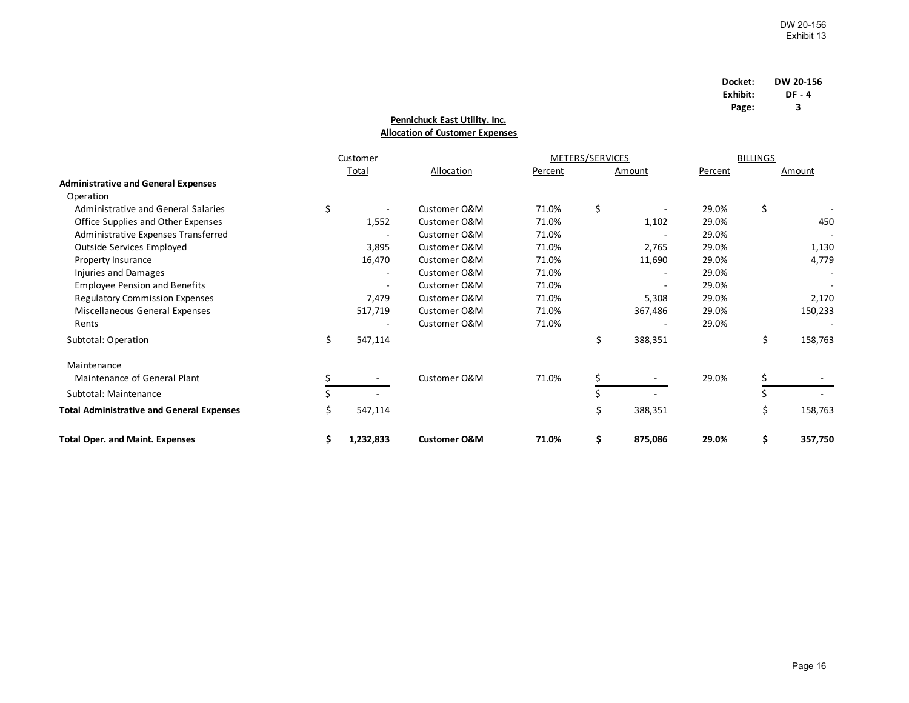DW 20-156
Exhibit 13

**Docket:** DW 20-156
**Exhibit:** DF - 4
**Page:** 3

**Pennichuck East Utility. Inc.**
**Allocation of Customer Expenses**

| | Customer Total | Allocation | METERS/SERVICES Percent | METERS/SERVICES Amount | BILLINGS Percent | BILLINGS Amount |
|---|---|---|---|---|---|---|
| **Administrative and General Expenses** | | | | | | |
| Operation | | | | | | |
| Administrative and General Salaries | $ - | Customer O&M | 71.0% | $ - | 29.0% | $ - |
| Office Supplies and Other Expenses | 1,552 | Customer O&M | 71.0% | 1,102 | 29.0% | 450 |
| Administrative Expenses Transferred | - | Customer O&M | 71.0% | - | 29.0% | - |
| Outside Services Employed | 3,895 | Customer O&M | 71.0% | 2,765 | 29.0% | 1,130 |
| Property Insurance | 16,470 | Customer O&M | 71.0% | 11,690 | 29.0% | 4,779 |
| Injuries and Damages | - | Customer O&M | 71.0% | - | 29.0% | - |
| Employee Pension and Benefits | - | Customer O&M | 71.0% | - | 29.0% | - |
| Regulatory Commission Expenses | 7,479 | Customer O&M | 71.0% | 5,308 | 29.0% | 2,170 |
| Miscellaneous General Expenses | 517,719 | Customer O&M | 71.0% | 367,486 | 29.0% | 150,233 |
| Rents | - | Customer O&M | 71.0% | - | 29.0% | - |
| Subtotal: Operation | $ 547,114 | | | $ 388,351 | | $ 158,763 |
| Maintenance | | | | | | |
| Maintenance of General Plant | $ - | Customer O&M | 71.0% | $ - | 29.0% | $ - |
| Subtotal: Maintenance | $ - | | | $ - | | $ - |
| **Total Administrative and General Expenses** | $ 547,114 | | | $ 388,351 | | $ 158,763 |
| **Total Oper. and Maint. Expenses** | **$ 1,232,833** | **Customer O&M** | **71.0%** | **$ 875,086** | **29.0%** | **$ 357,750** |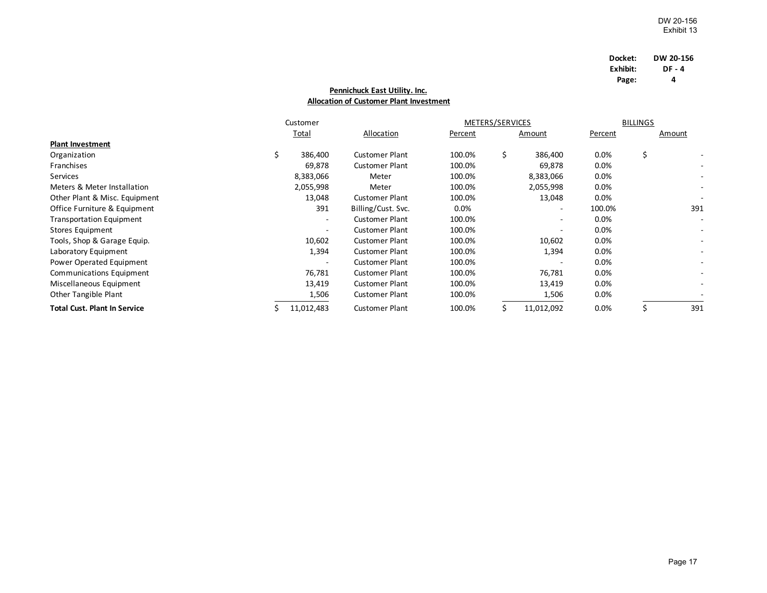DW 20-156
Exhibit 13

**Docket:** DW 20-156
**Exhibit:** DF - 4
**Page:** 4

**Pennichuck East Utility. Inc.**
**Allocation of Customer Plant Investment**

| | Customer Total | Allocation | METERS/SERVICES Percent | METERS/SERVICES Amount | BILLINGS Percent | BILLINGS Amount |
|---|---|---|---|---|---|---|
| **Plant Investment** | | | | | | |
| Organization | $ 386,400 | Customer Plant | 100.0% | $ 386,400 | 0.0% | $ - |
| Franchises | 69,878 | Customer Plant | 100.0% | 69,878 | 0.0% | - |
| Services | 8,383,066 | Meter | 100.0% | 8,383,066 | 0.0% | - |
| Meters & Meter Installation | 2,055,998 | Meter | 100.0% | 2,055,998 | 0.0% | - |
| Other Plant & Misc. Equipment | 13,048 | Customer Plant | 100.0% | 13,048 | 0.0% | - |
| Office Furniture & Equipment | 391 | Billing/Cust. Svc. | 0.0% | - | 100.0% | 391 |
| Transportation Equipment | - | Customer Plant | 100.0% | - | 0.0% | - |
| Stores Equipment | - | Customer Plant | 100.0% | - | 0.0% | - |
| Tools, Shop & Garage Equip. | 10,602 | Customer Plant | 100.0% | 10,602 | 0.0% | - |
| Laboratory Equipment | 1,394 | Customer Plant | 100.0% | 1,394 | 0.0% | - |
| Power Operated Equipment | - | Customer Plant | 100.0% | - | 0.0% | - |
| Communications Equipment | 76,781 | Customer Plant | 100.0% | 76,781 | 0.0% | - |
| Miscellaneous Equipment | 13,419 | Customer Plant | 100.0% | 13,419 | 0.0% | - |
| Other Tangible Plant | 1,506 | Customer Plant | 100.0% | 1,506 | 0.0% | - |
| **Total Cust. Plant In Service** | $ 11,012,483 | Customer Plant | 100.0% | $ 11,012,092 | 0.0% | $ 391 |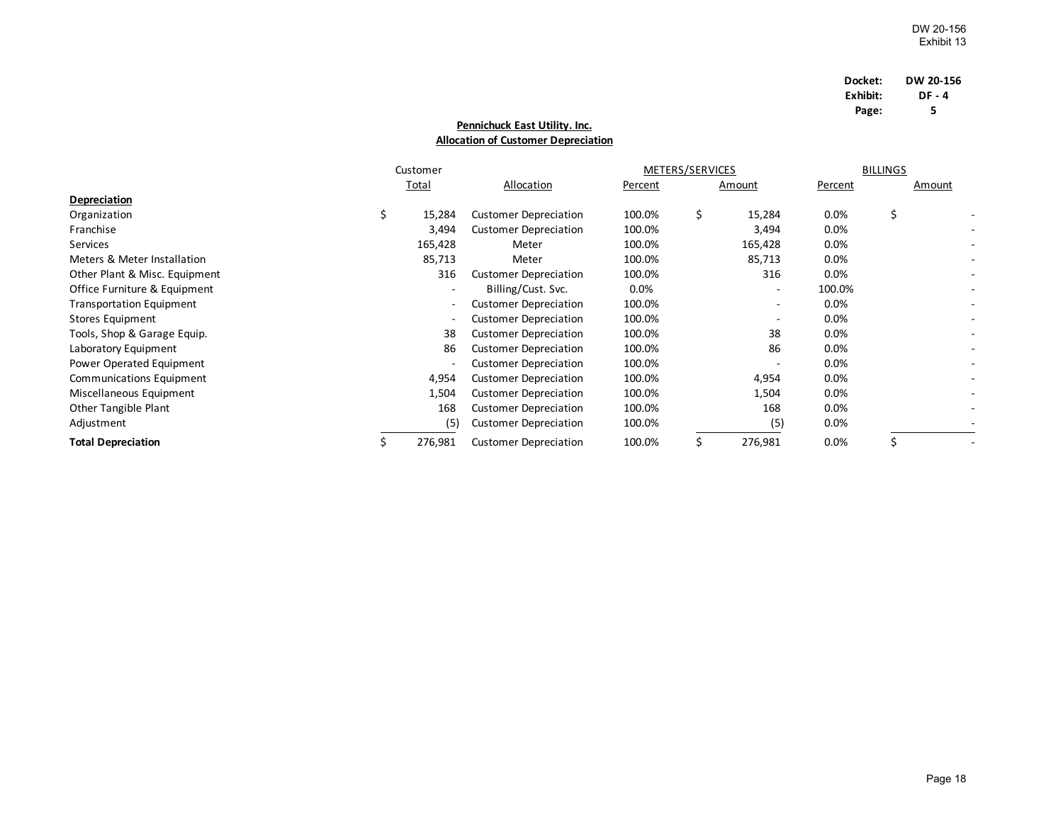DW 20-156
Exhibit 13

**Docket:** DW 20-156
**Exhibit:** DF - 4
**Page:** 5

**Pennichuck East Utility. Inc.**
**Allocation of Customer Depreciation**

| | Customer Total | Allocation | METERS/SERVICES Percent | METERS/SERVICES Amount | BILLINGS Percent | BILLINGS Amount |
|---|---|---|---|---|---|---|
| **Depreciation** | | | | | | |
| Organization | $ 15,284 | Customer Depreciation | 100.0% | $ 15,284 | 0.0% | $ - |
| Franchise | 3,494 | Customer Depreciation | 100.0% | 3,494 | 0.0% | - |
| Services | 165,428 | Meter | 100.0% | 165,428 | 0.0% | - |
| Meters & Meter Installation | 85,713 | Meter | 100.0% | 85,713 | 0.0% | - |
| Other Plant & Misc. Equipment | 316 | Customer Depreciation | 100.0% | 316 | 0.0% | - |
| Office Furniture & Equipment | - | Billing/Cust. Svc. | 0.0% | - | 100.0% | - |
| Transportation Equipment | - | Customer Depreciation | 100.0% | - | 0.0% | - |
| Stores Equipment | - | Customer Depreciation | 100.0% | - | 0.0% | - |
| Tools, Shop & Garage Equip. | 38 | Customer Depreciation | 100.0% | 38 | 0.0% | - |
| Laboratory Equipment | 86 | Customer Depreciation | 100.0% | 86 | 0.0% | - |
| Power Operated Equipment | - | Customer Depreciation | 100.0% | - | 0.0% | - |
| Communications Equipment | 4,954 | Customer Depreciation | 100.0% | 4,954 | 0.0% | - |
| Miscellaneous Equipment | 1,504 | Customer Depreciation | 100.0% | 1,504 | 0.0% | - |
| Other Tangible Plant | 168 | Customer Depreciation | 100.0% | 168 | 0.0% | - |
| Adjustment | (5) | Customer Depreciation | 100.0% | (5) | 0.0% | - |
| **Total Depreciation** | $ 276,981 | Customer Depreciation | 100.0% | $ 276,981 | 0.0% | $ - |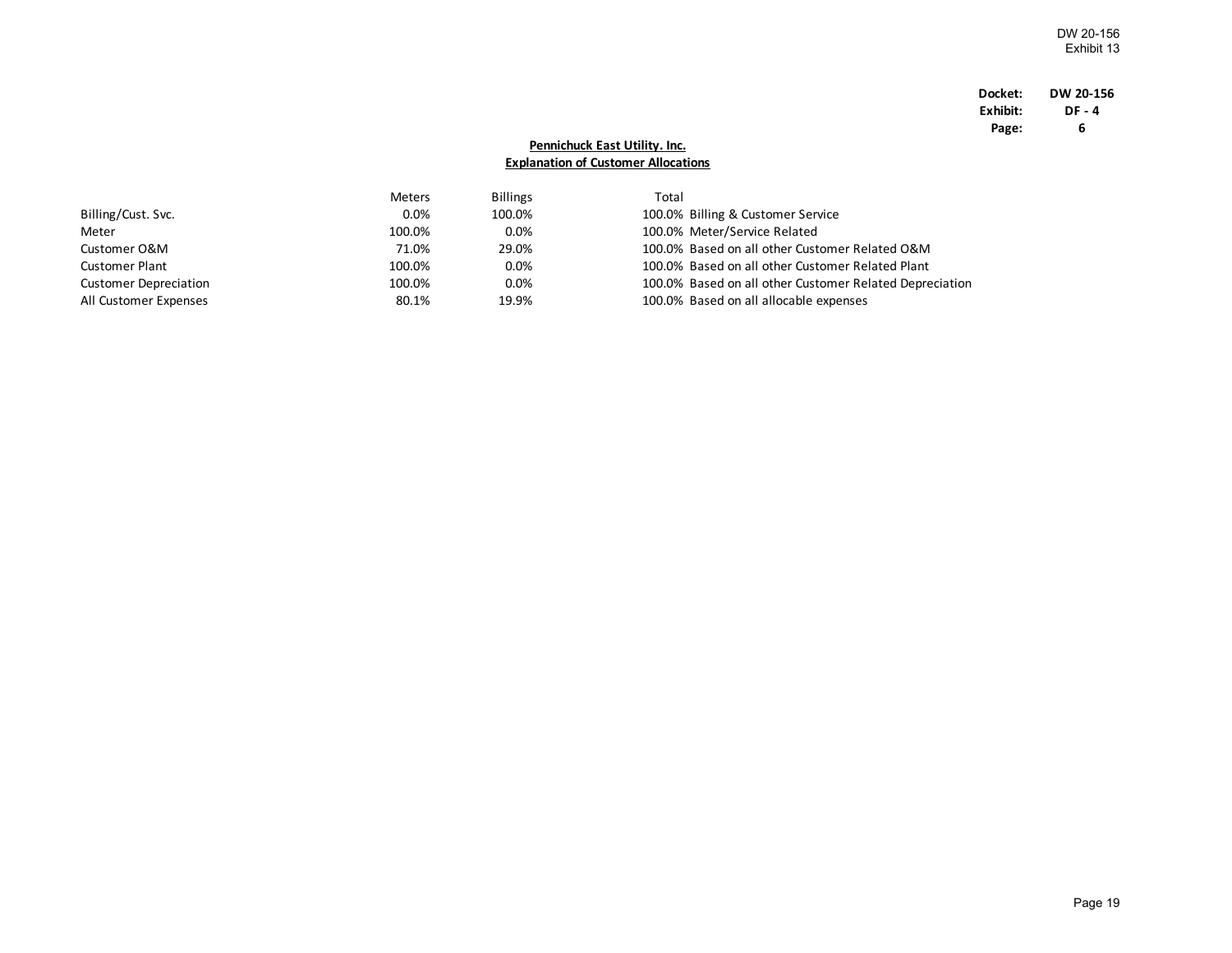DW 20-156
Exhibit 13

**Docket:** **DW 20-156**
**Exhibit:** **DF - 4**
**Page:** **6**

## Pennichuck East Utility. Inc.
## Explanation of Customer Allocations

| | Meters | Billings | Total | |
|---|---|---|---|---|
| Billing/Cust. Svc. | 0.0% | 100.0% | 100.0% | Billing & Customer Service |
| Meter | 100.0% | 0.0% | 100.0% | Meter/Service Related |
| Customer O&M | 71.0% | 29.0% | 100.0% | Based on all other Customer Related O&M |
| Customer Plant | 100.0% | 0.0% | 100.0% | Based on all other Customer Related Plant |
| Customer Depreciation | 100.0% | 0.0% | 100.0% | Based on all other Customer Related Depreciation |
| All Customer Expenses | 80.1% | 19.9% | 100.0% | Based on all allocable expenses |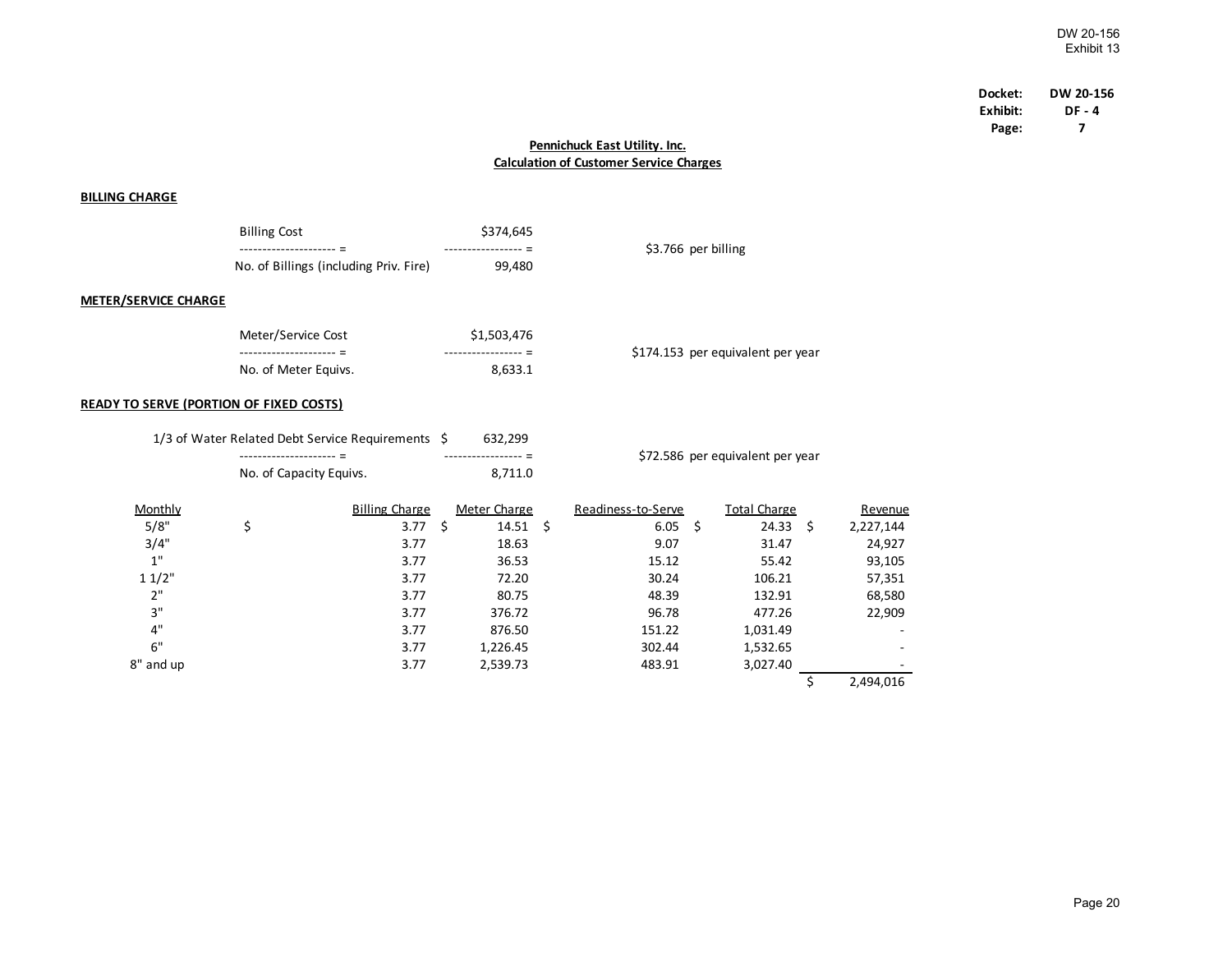DW 20-156
Exhibit 13

**Docket:** DW 20-156
**Exhibit:** DF - 4
**Page:** 7

## Pennichuck East Utility. Inc.
## Calculation of Customer Service Charges

### BILLING CHARGE

| | | |
|---|---|---|
| Billing Cost | $374,645 | |
| --------------------- = | ----------------- = | $3.766 per billing |
| No. of Billings (including Priv. Fire) | 99,480 | |

### METER/SERVICE CHARGE

| | | |
|---|---|---|
| Meter/Service Cost | $1,503,476 | |
| --------------------- = | ----------------- = | $174.153 per equivalent per year |
| No. of Meter Equivs. | 8,633.1 | |

### READY TO SERVE (PORTION OF FIXED COSTS)

| | | |
|---|---|---|
| 1/3 of Water Related Debt Service Requirements | $ 632,299 | |
| --------------------- = | ----------------- = | $72.586 per equivalent per year |
| No. of Capacity Equivs. | 8,711.0 | |

| Monthly | Billing Charge | Meter Charge | Readiness-to-Serve | Total Charge | Revenue |
|---|---|---|---|---|---|
| 5/8" | $ 3.77 | $ 14.51 | $ 6.05 | $ 24.33 | $ 2,227,144 |
| 3/4" | 3.77 | 18.63 | 9.07 | 31.47 | 24,927 |
| 1" | 3.77 | 36.53 | 15.12 | 55.42 | 93,105 |
| 1 1/2" | 3.77 | 72.20 | 30.24 | 106.21 | 57,351 |
| 2" | 3.77 | 80.75 | 48.39 | 132.91 | 68,580 |
| 3" | 3.77 | 376.72 | 96.78 | 477.26 | 22,909 |
| 4" | 3.77 | 876.50 | 151.22 | 1,031.49 | - |
| 6" | 3.77 | 1,226.45 | 302.44 | 1,532.65 | - |
| 8" and up | 3.77 | 2,539.73 | 483.91 | 3,027.40 | - |
| | | | | | $ 2,494,016 |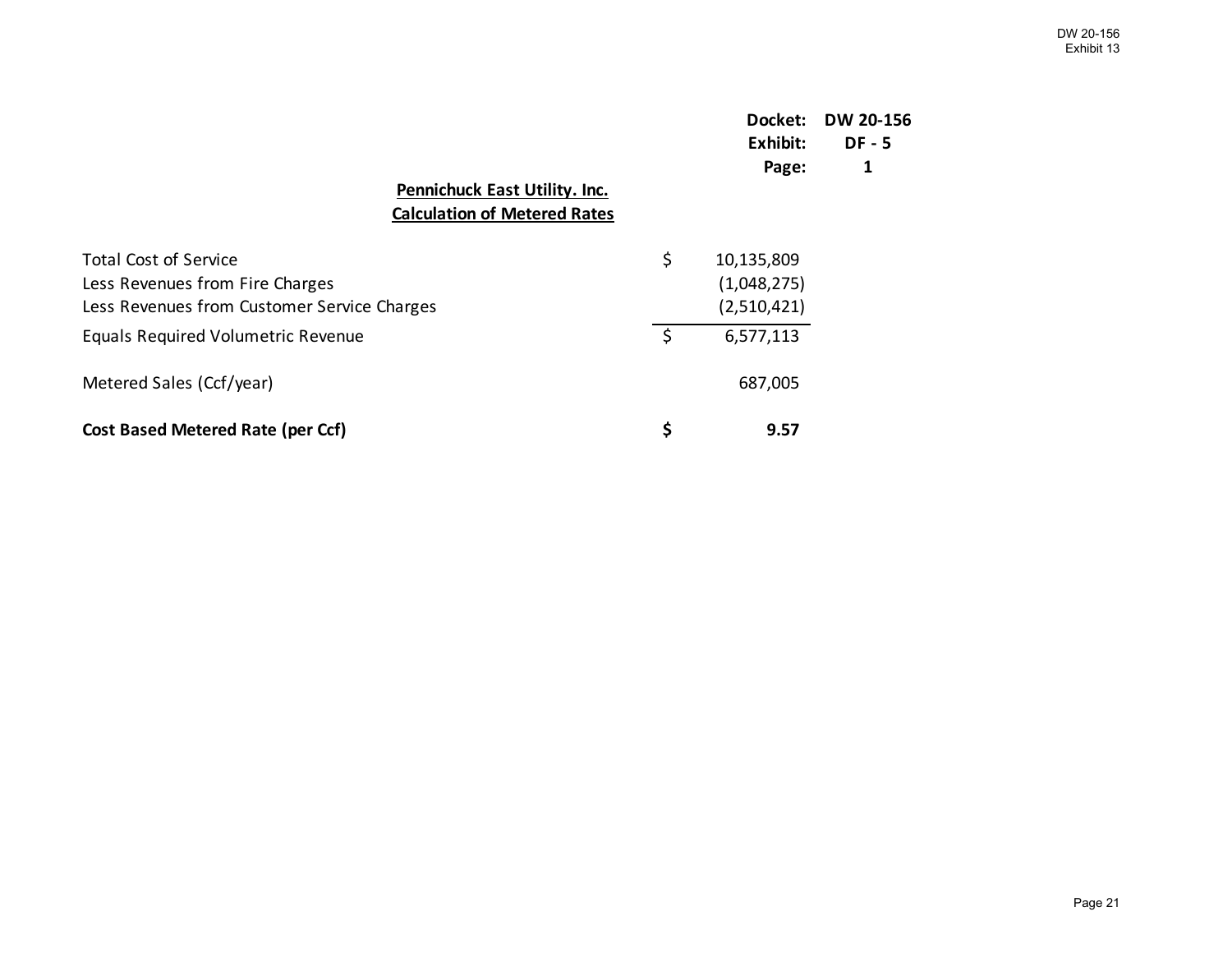Docket: DW 20-156
Exhibit: DF - 5
Page: 1

**Pennichuck East Utility. Inc.**
**Calculation of Metered Rates**

| | | |
|---|---|---|
| Total Cost of Service | $ | 10,135,809 |
| Less Revenues from Fire Charges | | (1,048,275) |
| Less Revenues from Customer Service Charges | | (2,510,421) |
| Equals Required Volumetric Revenue | $ | 6,577,113 |
| | | |
| Metered Sales (Ccf/year) | | 687,005 |
| | | |
| **Cost Based Metered Rate (per Ccf)** | **$** | **9.57** |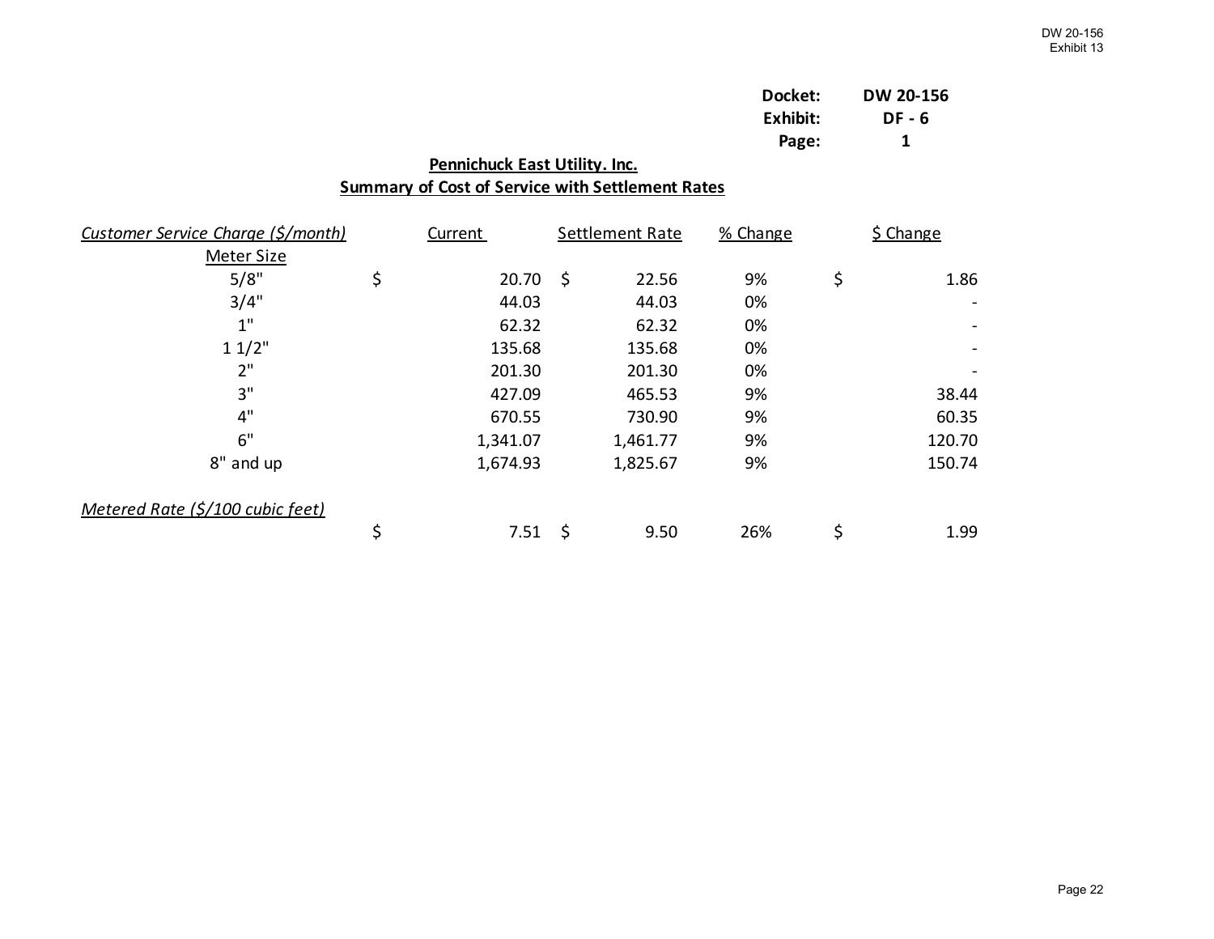**Docket:** DW 20-156
**Exhibit:** DF - 6
**Page:** 1

## Pennichuck East Utility. Inc.
## Summary of Cost of Service with Settlement Rates

| *Customer Service Charge ($/month)* | Current | Settlement Rate | % Change | $ Change |
|---|---|---|---|---|
| Meter Size | | | | |
| 5/8" | $ 20.70 | $ 22.56 | 9% | $ 1.86 |
| 3/4" | 44.03 | 44.03 | 0% | - |
| 1" | 62.32 | 62.32 | 0% | - |
| 1 1/2" | 135.68 | 135.68 | 0% | - |
| 2" | 201.30 | 201.30 | 0% | - |
| 3" | 427.09 | 465.53 | 9% | 38.44 |
| 4" | 670.55 | 730.90 | 9% | 60.35 |
| 6" | 1,341.07 | 1,461.77 | 9% | 120.70 |
| 8" and up | 1,674.93 | 1,825.67 | 9% | 150.74 |
| | | | | |
| *Metered Rate ($/100 cubic feet)* | | | | |
| | $ 7.51 | $ 9.50 | 26% | $ 1.99 |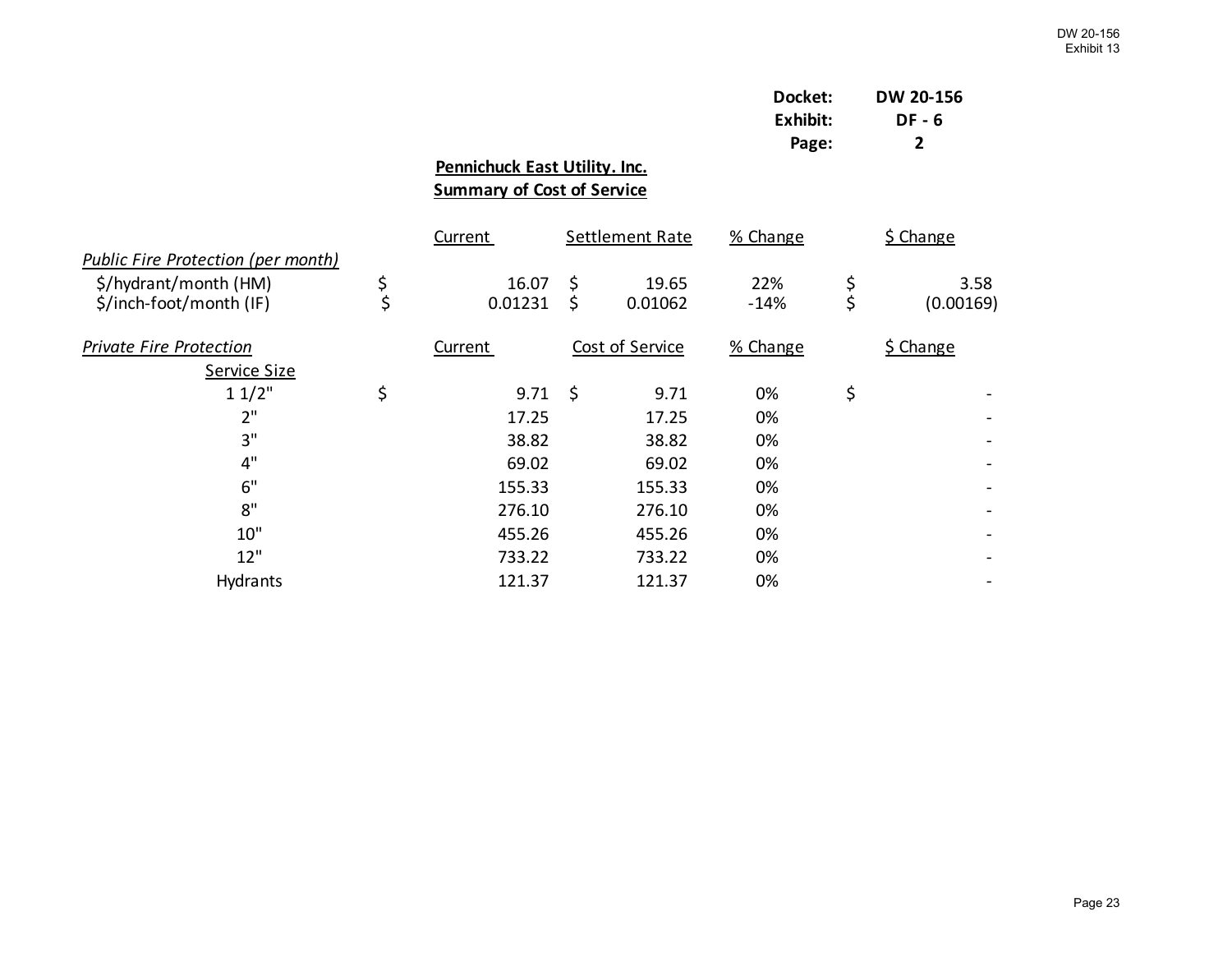| | | |
|---|---|---|
| | **Docket:** | **DW 20-156** |
| | **Exhibit:** | **DF - 6** |
| | **Page:** | **2** |

**Pennichuck East Utility. Inc.**

**Summary of Cost of Service**

| | Current | Settlement Rate | % Change | $ Change |
|---|---|---|---|---|
| *Public Fire Protection (per month)* | | | | |
| $/hydrant/month (HM) | $ 16.07 | $ 19.65 | 22% | $ 3.58 |
| $/inch-foot/month (IF) | $ 0.01231 | $ 0.01062 | -14% | $ (0.00169) |
| | | | | |
| *Private Fire Protection* | Current | Cost of Service | % Change | $ Change |
| Service Size | | | | |
| 1 1/2" | $ 9.71 | $ 9.71 | 0% | $ - |
| 2" | 17.25 | 17.25 | 0% | - |
| 3" | 38.82 | 38.82 | 0% | - |
| 4" | 69.02 | 69.02 | 0% | - |
| 6" | 155.33 | 155.33 | 0% | - |
| 8" | 276.10 | 276.10 | 0% | - |
| 10" | 455.26 | 455.26 | 0% | - |
| 12" | 733.22 | 733.22 | 0% | - |
| Hydrants | 121.37 | 121.37 | 0% | - |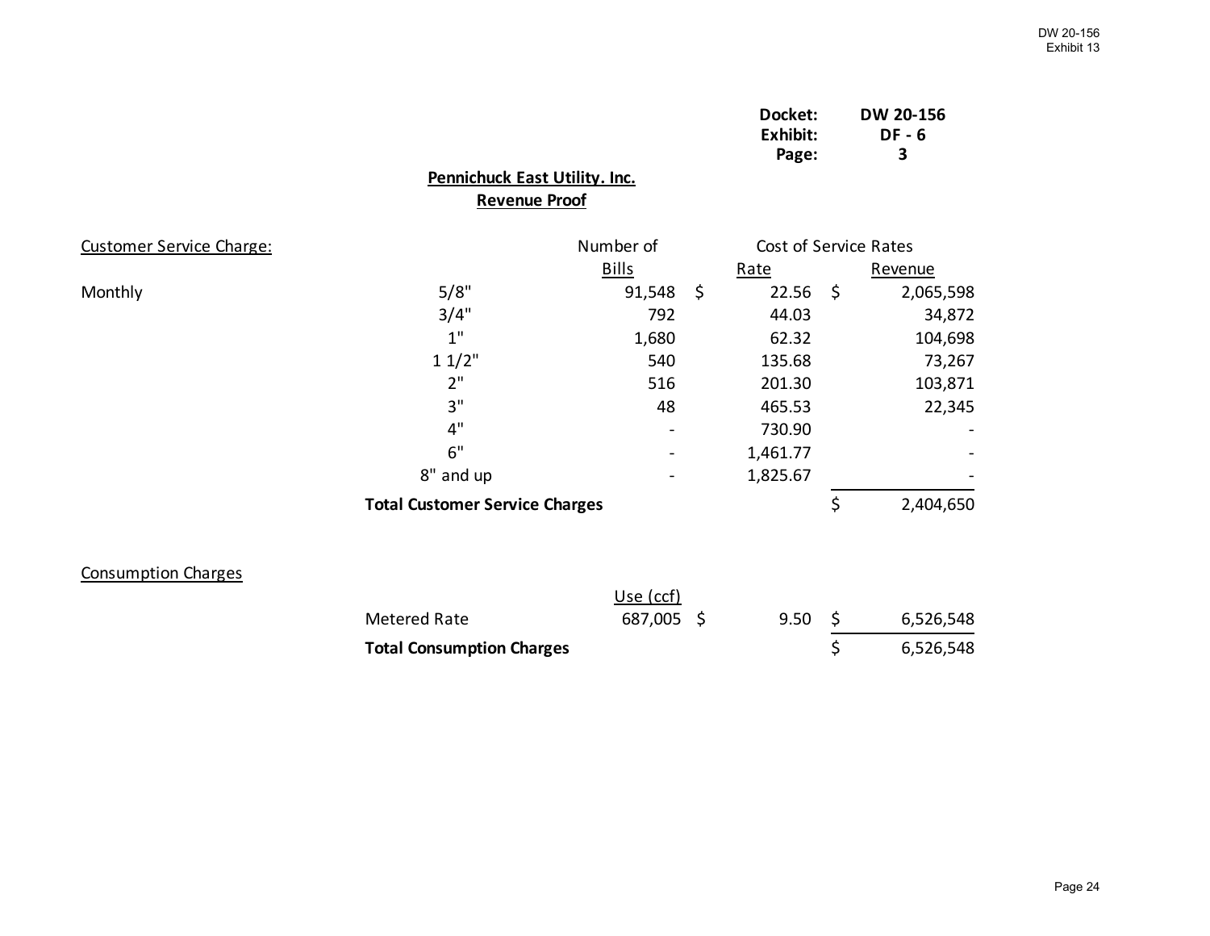Docket: **DW 20-156**
Exhibit: **DF - 6**
Page: **3**

## Pennichuck East Utility. Inc.
## Revenue Proof

| Customer Service Charge: | | Number of Bills | Cost of Service Rates Rate | Revenue |
|---|---|---|---|---|
| Monthly | 5/8" | 91,548 | $ 22.56 | $ 2,065,598 |
| | 3/4" | 792 | 44.03 | 34,872 |
| | 1" | 1,680 | 62.32 | 104,698 |
| | 1 1/2" | 540 | 135.68 | 73,267 |
| | 2" | 516 | 201.30 | 103,871 |
| | 3" | 48 | 465.53 | 22,345 |
| | 4" | - | 730.90 | - |
| | 6" | - | 1,461.77 | - |
| | 8" and up | - | 1,825.67 | - |
| | **Total Customer Service Charges** | | | $ 2,404,650 |

| Consumption Charges | Use (ccf) | Rate | Revenue |
|---|---|---|---|
| Metered Rate | 687,005 | $ 9.50 | $ 6,526,548 |
| **Total Consumption Charges** | | | $ 6,526,548 |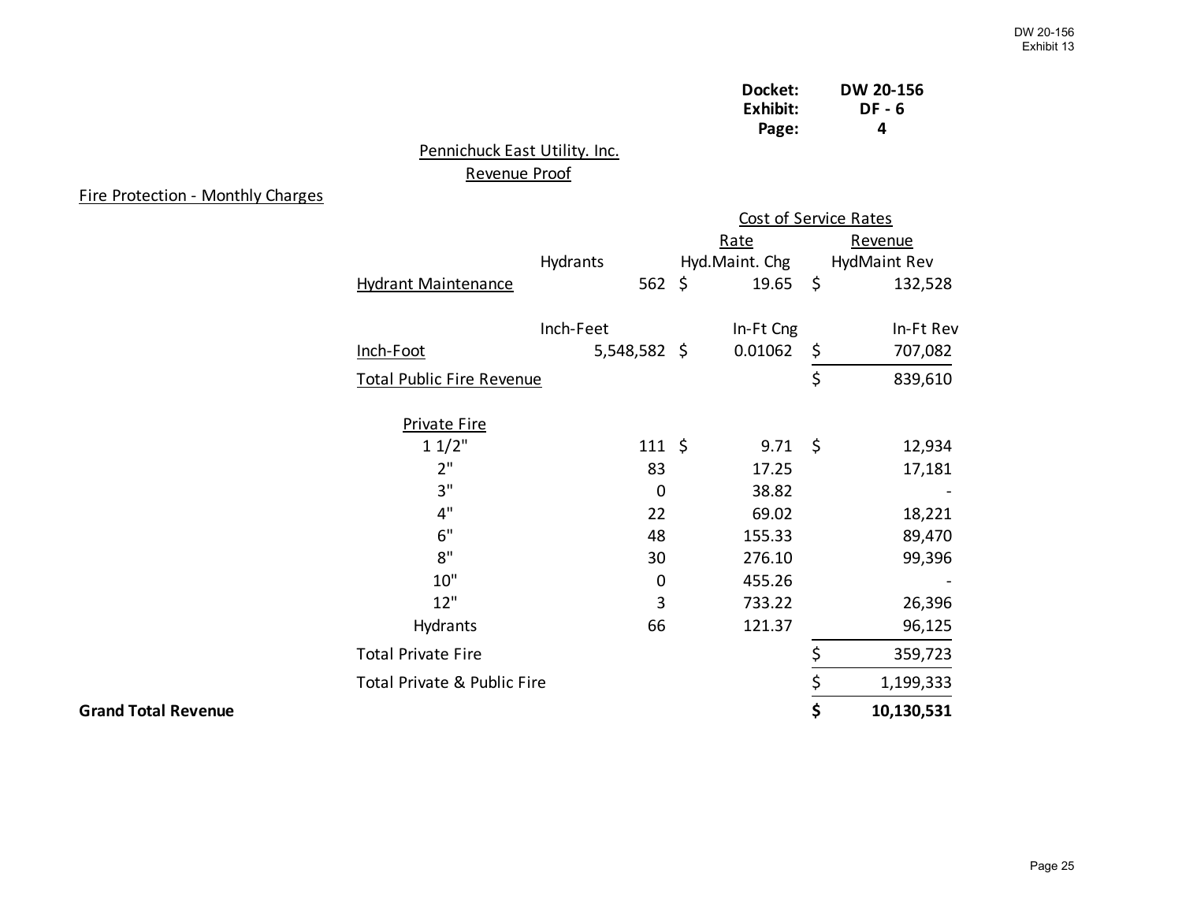DW 20-156
Exhibit 13

**Docket:** DW 20-156
**Exhibit:** DF - 6
**Page:** 4

Pennichuck East Utility. Inc.

Revenue Proof

Fire Protection - Monthly Charges

| | | Cost of Service Rates | |
|---|---|---|---|
| | | Rate | Revenue |
| | Hydrants | Hyd.Maint. Chg | HydMaint Rev |
| Hydrant Maintenance | 562 | $ 19.65 | $ 132,528 |
| | Inch-Feet | In-Ft Cng | In-Ft Rev |
| Inch-Foot | 5,548,582 | $ 0.01062 | $ 707,082 |
| Total Public Fire Revenue | | | $ 839,610 |
| Private Fire | | | |
| 1 1/2" | 111 | $ 9.71 | $ 12,934 |
| 2" | 83 | 17.25 | 17,181 |
| 3" | 0 | 38.82 | - |
| 4" | 22 | 69.02 | 18,221 |
| 6" | 48 | 155.33 | 89,470 |
| 8" | 30 | 276.10 | 99,396 |
| 10" | 0 | 455.26 | - |
| 12" | 3 | 733.22 | 26,396 |
| Hydrants | 66 | 121.37 | 96,125 |
| Total Private Fire | | | $ 359,723 |
| Total Private & Public Fire | | | $ 1,199,333 |
| **Grand Total Revenue** | | | **$ 10,130,531** |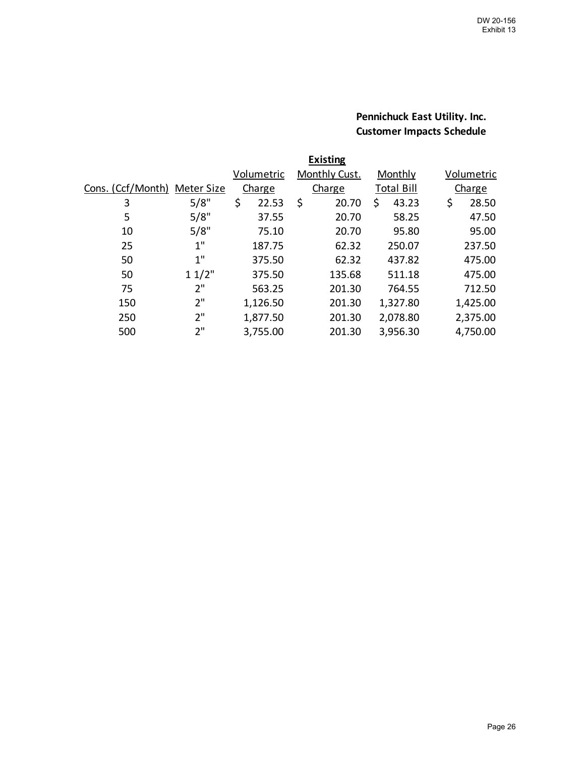DW 20-156
Exhibit 13

**Pennichuck East Utility. Inc.**
**Customer Impacts Schedule**

| | | Existing | | | |
|---|---|---|---|---|---|
| Cons. (Ccf/Month) | Meter Size | Volumetric Charge | Monthly Cust. Charge | Monthly Total Bill | Volumetric Charge |
| 3 | 5/8" | $ 22.53 | $ 20.70 | $ 43.23 | $ 28.50 |
| 5 | 5/8" | 37.55 | 20.70 | 58.25 | 47.50 |
| 10 | 5/8" | 75.10 | 20.70 | 95.80 | 95.00 |
| 25 | 1" | 187.75 | 62.32 | 250.07 | 237.50 |
| 50 | 1" | 375.50 | 62.32 | 437.82 | 475.00 |
| 50 | 1 1/2" | 375.50 | 135.68 | 511.18 | 475.00 |
| 75 | 2" | 563.25 | 201.30 | 764.55 | 712.50 |
| 150 | 2" | 1,126.50 | 201.30 | 1,327.80 | 1,425.00 |
| 250 | 2" | 1,877.50 | 201.30 | 2,078.80 | 2,375.00 |
| 500 | 2" | 3,755.00 | 201.30 | 3,956.30 | 4,750.00 |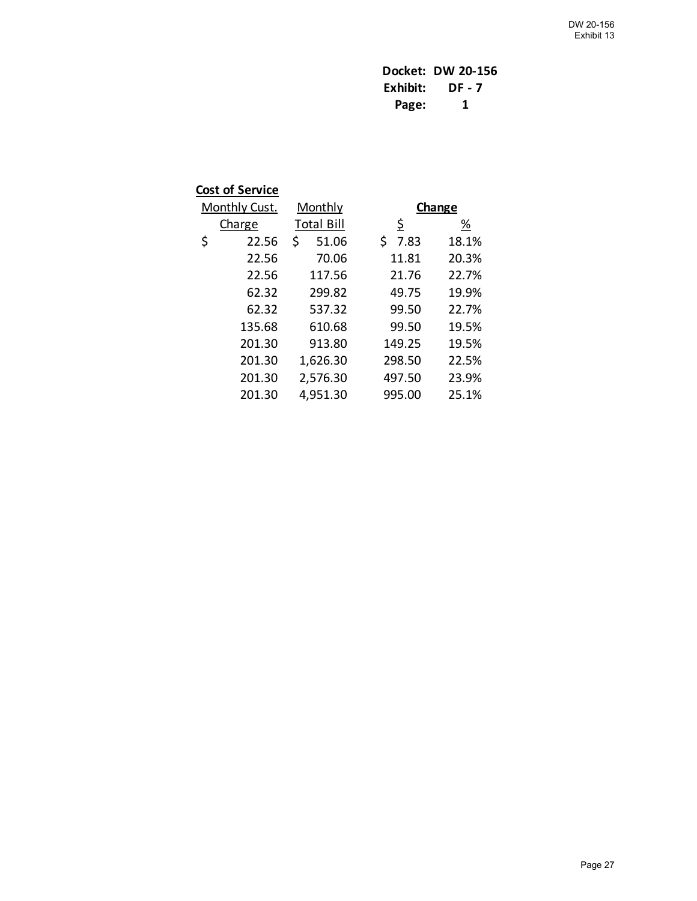DW 20-156
Exhibit 13

**Docket: DW 20-156**
**Exhibit: DF - 7**
**Page: 1**

**Cost of Service**

| Monthly Cust. Charge | Monthly Total Bill | Change $ | Change % |
|---|---|---|---|
| $ 22.56 | $ 51.06 | $ 7.83 | 18.1% |
| 22.56 | 70.06 | 11.81 | 20.3% |
| 22.56 | 117.56 | 21.76 | 22.7% |
| 62.32 | 299.82 | 49.75 | 19.9% |
| 62.32 | 537.32 | 99.50 | 22.7% |
| 135.68 | 610.68 | 99.50 | 19.5% |
| 201.30 | 913.80 | 149.25 | 19.5% |
| 201.30 | 1,626.30 | 298.50 | 22.5% |
| 201.30 | 2,576.30 | 497.50 | 23.9% |
| 201.30 | 4,951.30 | 995.00 | 25.1% |